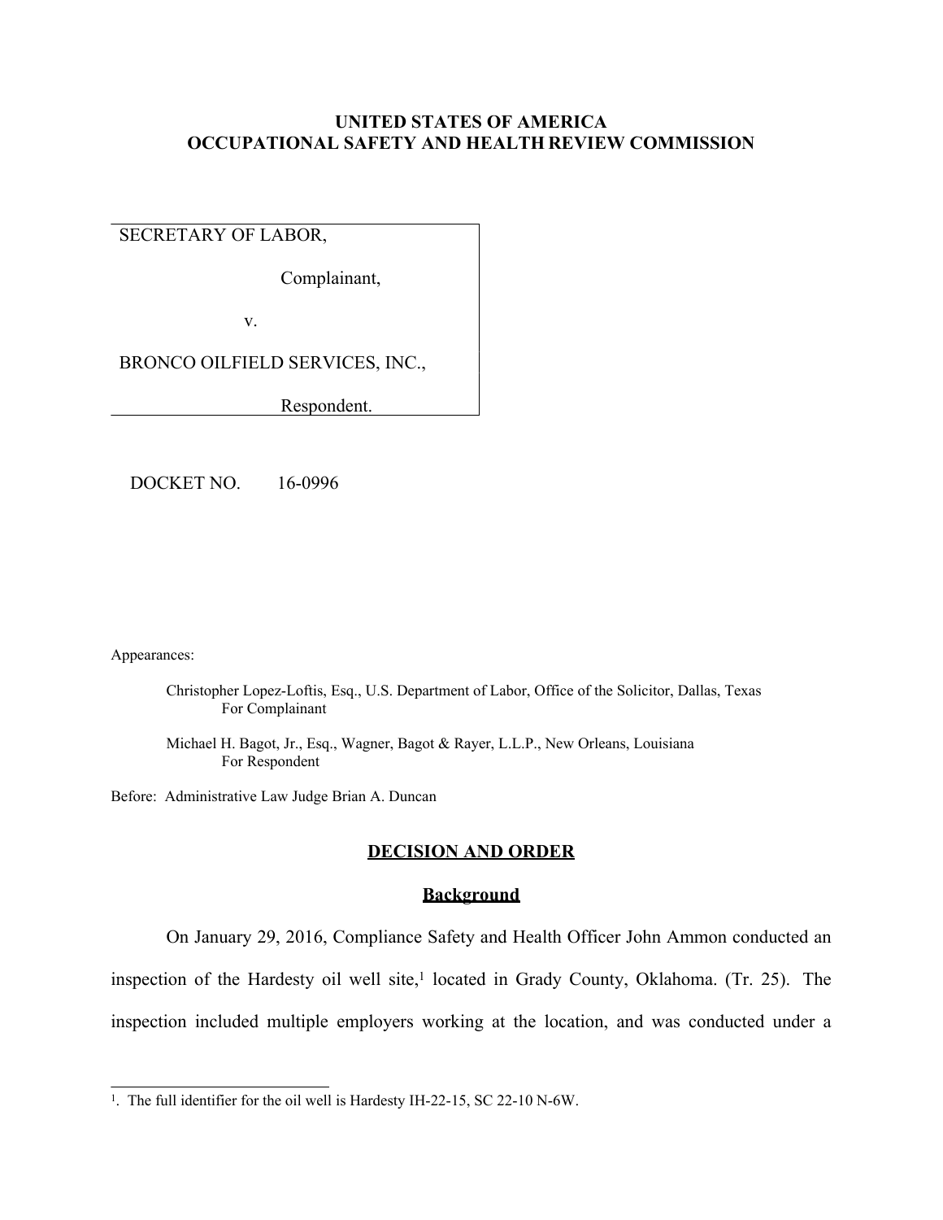**UNITED STATES OF AMERICA**
**OCCUPATIONAL SAFETY AND HEALTH REVIEW COMMISSION**

SECRETARY OF LABOR,

Complainant,

v.

BRONCO OILFIELD SERVICES, INC.,

Respondent.

DOCKET NO. 16-0996

Appearances:

Christopher Lopez-Loftis, Esq., U.S. Department of Labor, Office of the Solicitor, Dallas, Texas
For Complainant

Michael H. Bagot, Jr., Esq., Wagner, Bagot & Rayer, L.L.P., New Orleans, Louisiana
For Respondent

Before: Administrative Law Judge Brian A. Duncan

## DECISION AND ORDER

### Background

On January 29, 2016, Compliance Safety and Health Officer John Ammon conducted an inspection of the Hardesty oil well site,[1] located in Grady County, Oklahoma. (Tr. 25). The inspection included multiple employers working at the location, and was conducted under a

[1]. The full identifier for the oil well is Hardesty IH-22-15, SC 22-10 N-6W.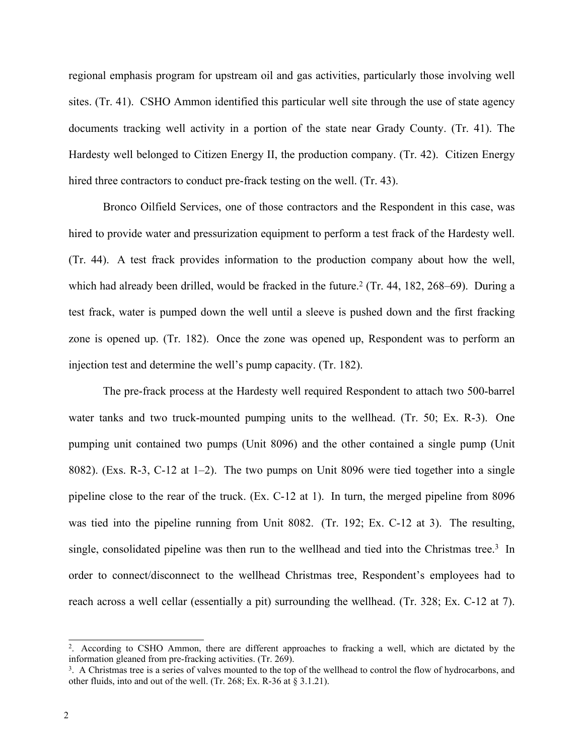regional emphasis program for upstream oil and gas activities, particularly those involving well sites. (Tr. 41). CSHO Ammon identified this particular well site through the use of state agency documents tracking well activity in a portion of the state near Grady County. (Tr. 41). The Hardesty well belonged to Citizen Energy II, the production company. (Tr. 42). Citizen Energy hired three contractors to conduct pre-frack testing on the well. (Tr. 43).

Bronco Oilfield Services, one of those contractors and the Respondent in this case, was hired to provide water and pressurization equipment to perform a test frack of the Hardesty well. (Tr. 44). A test frack provides information to the production company about how the well, which had already been drilled, would be fracked in the future.[2] (Tr. 44, 182, 268–69). During a test frack, water is pumped down the well until a sleeve is pushed down and the first fracking zone is opened up. (Tr. 182). Once the zone was opened up, Respondent was to perform an injection test and determine the well's pump capacity. (Tr. 182).

The pre-frack process at the Hardesty well required Respondent to attach two 500-barrel water tanks and two truck-mounted pumping units to the wellhead. (Tr. 50; Ex. R-3). One pumping unit contained two pumps (Unit 8096) and the other contained a single pump (Unit 8082). (Exs. R-3, C-12 at 1–2). The two pumps on Unit 8096 were tied together into a single pipeline close to the rear of the truck. (Ex. C-12 at 1). In turn, the merged pipeline from 8096 was tied into the pipeline running from Unit 8082. (Tr. 192; Ex. C-12 at 3). The resulting, single, consolidated pipeline was then run to the wellhead and tied into the Christmas tree.[3] In order to connect/disconnect to the wellhead Christmas tree, Respondent's employees had to reach across a well cellar (essentially a pit) surrounding the wellhead. (Tr. 328; Ex. C-12 at 7).

---

[2]. According to CSHO Ammon, there are different approaches to fracking a well, which are dictated by the information gleaned from pre-fracking activities. (Tr. 269).

[3]. A Christmas tree is a series of valves mounted to the top of the wellhead to control the flow of hydrocarbons, and other fluids, into and out of the well. (Tr. 268; Ex. R-36 at § 3.1.21).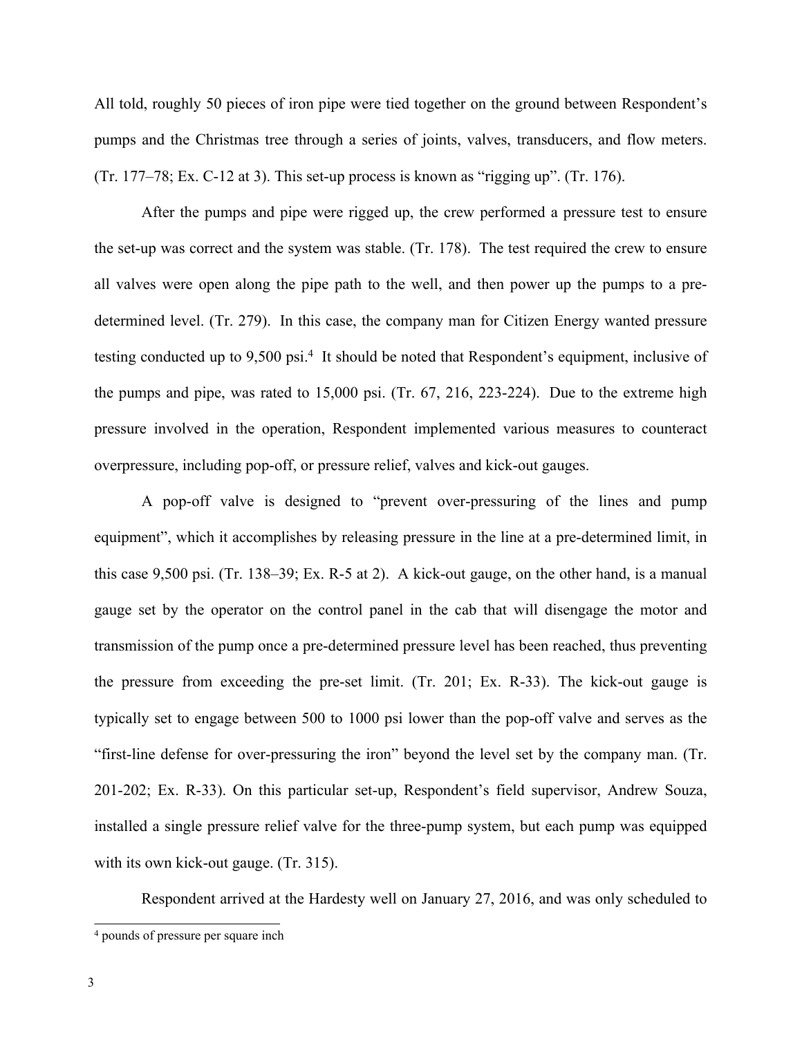All told, roughly 50 pieces of iron pipe were tied together on the ground between Respondent's pumps and the Christmas tree through a series of joints, valves, transducers, and flow meters. (Tr. 177–78; Ex. C-12 at 3). This set-up process is known as "rigging up". (Tr. 176).

After the pumps and pipe were rigged up, the crew performed a pressure test to ensure the set-up was correct and the system was stable. (Tr. 178). The test required the crew to ensure all valves were open along the pipe path to the well, and then power up the pumps to a pre-determined level. (Tr. 279). In this case, the company man for Citizen Energy wanted pressure testing conducted up to 9,500 psi.[4] It should be noted that Respondent's equipment, inclusive of the pumps and pipe, was rated to 15,000 psi. (Tr. 67, 216, 223-224). Due to the extreme high pressure involved in the operation, Respondent implemented various measures to counteract overpressure, including pop-off, or pressure relief, valves and kick-out gauges.

A pop-off valve is designed to "prevent over-pressuring of the lines and pump equipment", which it accomplishes by releasing pressure in the line at a pre-determined limit, in this case 9,500 psi. (Tr. 138–39; Ex. R-5 at 2). A kick-out gauge, on the other hand, is a manual gauge set by the operator on the control panel in the cab that will disengage the motor and transmission of the pump once a pre-determined pressure level has been reached, thus preventing the pressure from exceeding the pre-set limit. (Tr. 201; Ex. R-33). The kick-out gauge is typically set to engage between 500 to 1000 psi lower than the pop-off valve and serves as the "first-line defense for over-pressuring the iron" beyond the level set by the company man. (Tr. 201-202; Ex. R-33). On this particular set-up, Respondent's field supervisor, Andrew Souza, installed a single pressure relief valve for the three-pump system, but each pump was equipped with its own kick-out gauge. (Tr. 315).

Respondent arrived at the Hardesty well on January 27, 2016, and was only scheduled to

---

[4] pounds of pressure per square inch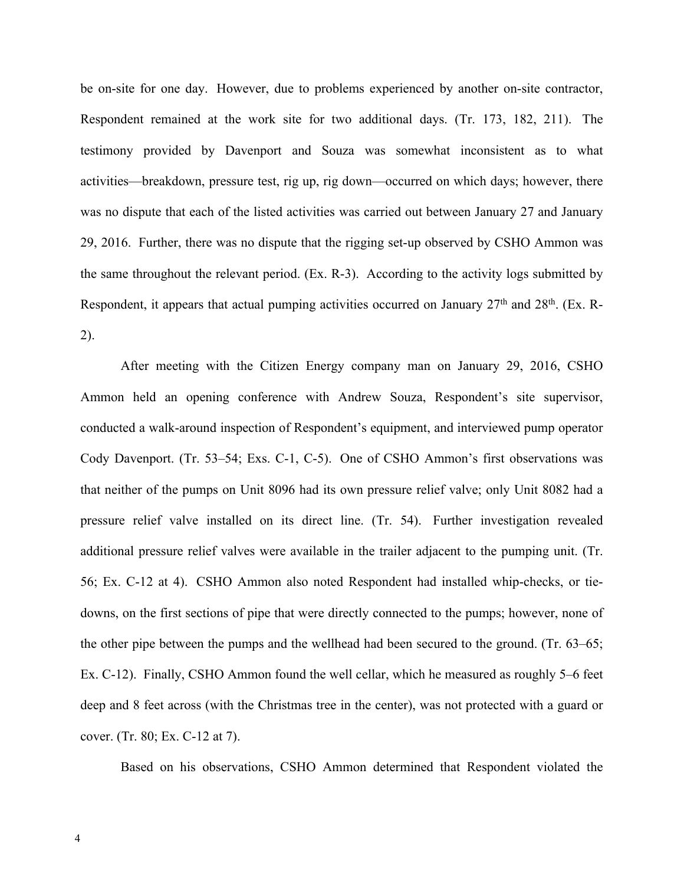be on-site for one day. However, due to problems experienced by another on-site contractor, Respondent remained at the work site for two additional days. (Tr. 173, 182, 211). The testimony provided by Davenport and Souza was somewhat inconsistent as to what activities—breakdown, pressure test, rig up, rig down—occurred on which days; however, there was no dispute that each of the listed activities was carried out between January 27 and January 29, 2016. Further, there was no dispute that the rigging set-up observed by CSHO Ammon was the same throughout the relevant period. (Ex. R-3). According to the activity logs submitted by Respondent, it appears that actual pumping activities occurred on January 27th and 28th. (Ex. R-2).

After meeting with the Citizen Energy company man on January 29, 2016, CSHO Ammon held an opening conference with Andrew Souza, Respondent's site supervisor, conducted a walk-around inspection of Respondent's equipment, and interviewed pump operator Cody Davenport. (Tr. 53–54; Exs. C-1, C-5). One of CSHO Ammon's first observations was that neither of the pumps on Unit 8096 had its own pressure relief valve; only Unit 8082 had a pressure relief valve installed on its direct line. (Tr. 54). Further investigation revealed additional pressure relief valves were available in the trailer adjacent to the pumping unit. (Tr. 56; Ex. C-12 at 4). CSHO Ammon also noted Respondent had installed whip-checks, or tie-downs, on the first sections of pipe that were directly connected to the pumps; however, none of the other pipe between the pumps and the wellhead had been secured to the ground. (Tr. 63–65; Ex. C-12). Finally, CSHO Ammon found the well cellar, which he measured as roughly 5–6 feet deep and 8 feet across (with the Christmas tree in the center), was not protected with a guard or cover. (Tr. 80; Ex. C-12 at 7).

Based on his observations, CSHO Ammon determined that Respondent violated the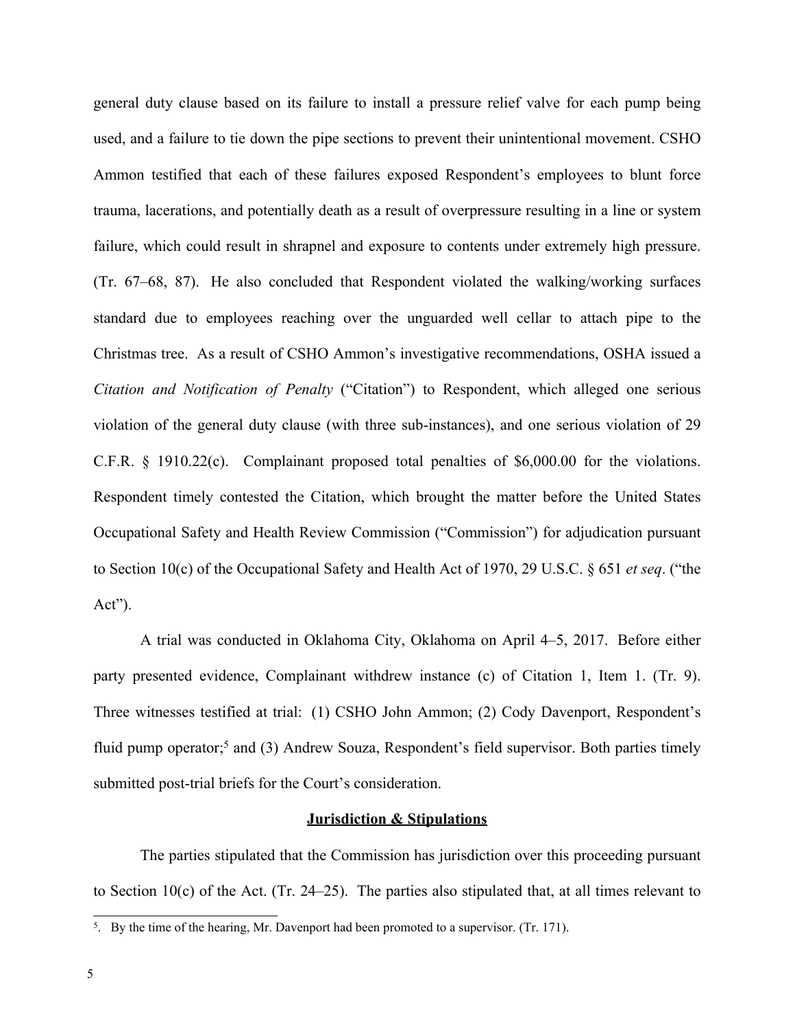general duty clause based on its failure to install a pressure relief valve for each pump being used, and a failure to tie down the pipe sections to prevent their unintentional movement. CSHO Ammon testified that each of these failures exposed Respondent's employees to blunt force trauma, lacerations, and potentially death as a result of overpressure resulting in a line or system failure, which could result in shrapnel and exposure to contents under extremely high pressure. (Tr. 67–68, 87). He also concluded that Respondent violated the walking/working surfaces standard due to employees reaching over the unguarded well cellar to attach pipe to the Christmas tree. As a result of CSHO Ammon's investigative recommendations, OSHA issued a *Citation and Notification of Penalty* ("Citation") to Respondent, which alleged one serious violation of the general duty clause (with three sub-instances), and one serious violation of 29 C.F.R. § 1910.22(c). Complainant proposed total penalties of $6,000.00 for the violations. Respondent timely contested the Citation, which brought the matter before the United States Occupational Safety and Health Review Commission ("Commission") for adjudication pursuant to Section 10(c) of the Occupational Safety and Health Act of 1970, 29 U.S.C. § 651 *et seq*. ("the Act").

A trial was conducted in Oklahoma City, Oklahoma on April 4–5, 2017. Before either party presented evidence, Complainant withdrew instance (c) of Citation 1, Item 1. (Tr. 9). Three witnesses testified at trial: (1) CSHO John Ammon; (2) Cody Davenport, Respondent's fluid pump operator;[5] and (3) Andrew Souza, Respondent's field supervisor. Both parties timely submitted post-trial briefs for the Court's consideration.

## Jurisdiction & Stipulations

The parties stipulated that the Commission has jurisdiction over this proceeding pursuant to Section 10(c) of the Act. (Tr. 24–25). The parties also stipulated that, at all times relevant to

---

[5]. By the time of the hearing, Mr. Davenport had been promoted to a supervisor. (Tr. 171).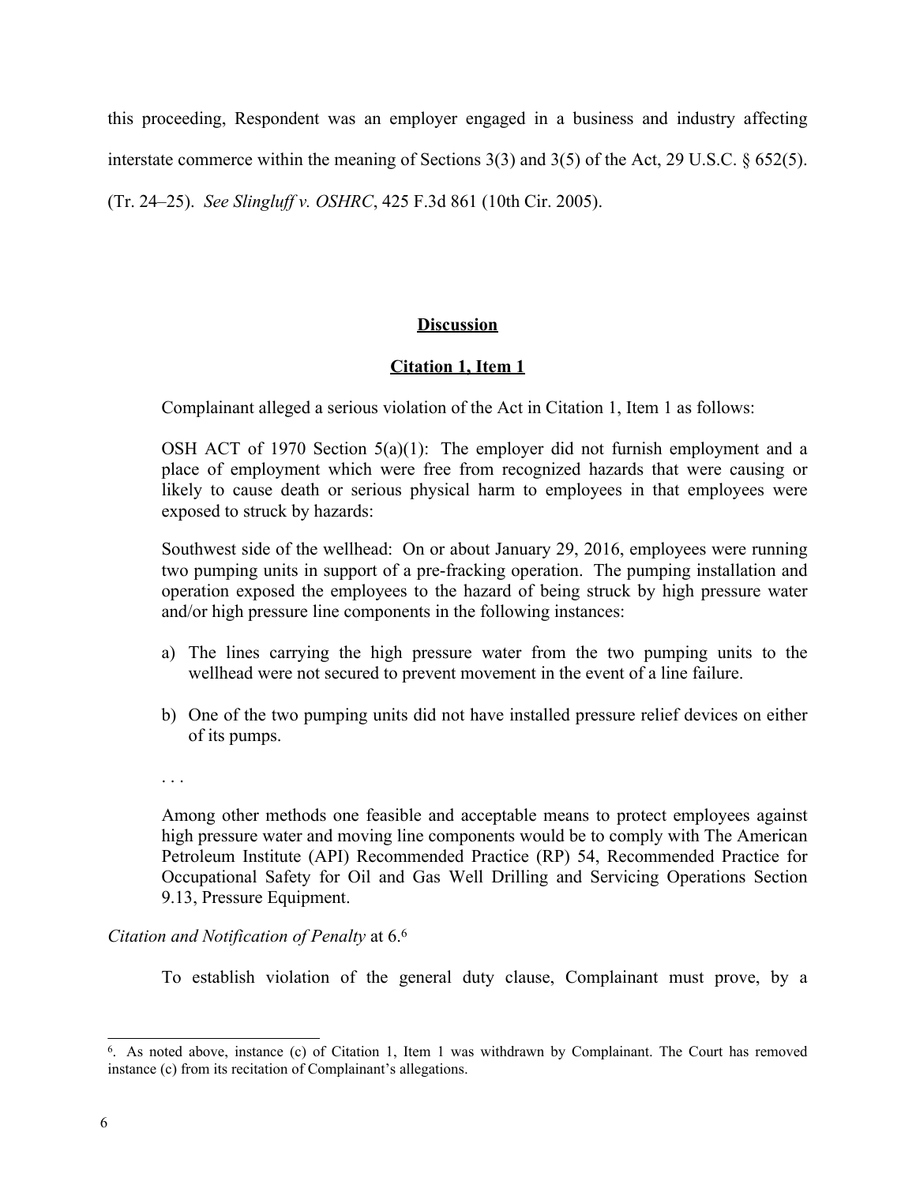this proceeding, Respondent was an employer engaged in a business and industry affecting interstate commerce within the meaning of Sections 3(3) and 3(5) of the Act, 29 U.S.C. § 652(5). (Tr. 24–25). *See Slingluff v. OSHRC*, 425 F.3d 861 (10th Cir. 2005).

## **Discussion**

### **Citation 1, Item 1**

Complainant alleged a serious violation of the Act in Citation 1, Item 1 as follows:

> OSH ACT of 1970 Section 5(a)(1): The employer did not furnish employment and a place of employment which were free from recognized hazards that were causing or likely to cause death or serious physical harm to employees in that employees were exposed to struck by hazards:
>
> Southwest side of the wellhead: On or about January 29, 2016, employees were running two pumping units in support of a pre-fracking operation. The pumping installation and operation exposed the employees to the hazard of being struck by high pressure water and/or high pressure line components in the following instances:
>
> a) The lines carrying the high pressure water from the two pumping units to the wellhead were not secured to prevent movement in the event of a line failure.
>
> b) One of the two pumping units did not have installed pressure relief devices on either of its pumps.
>
> . . .
>
> Among other methods one feasible and acceptable means to protect employees against high pressure water and moving line components would be to comply with The American Petroleum Institute (API) Recommended Practice (RP) 54, Recommended Practice for Occupational Safety for Oil and Gas Well Drilling and Servicing Operations Section 9.13, Pressure Equipment.

*Citation and Notification of Penalty* at 6.[6]

To establish violation of the general duty clause, Complainant must prove, by a

---

[6]. As noted above, instance (c) of Citation 1, Item 1 was withdrawn by Complainant. The Court has removed instance (c) from its recitation of Complainant's allegations.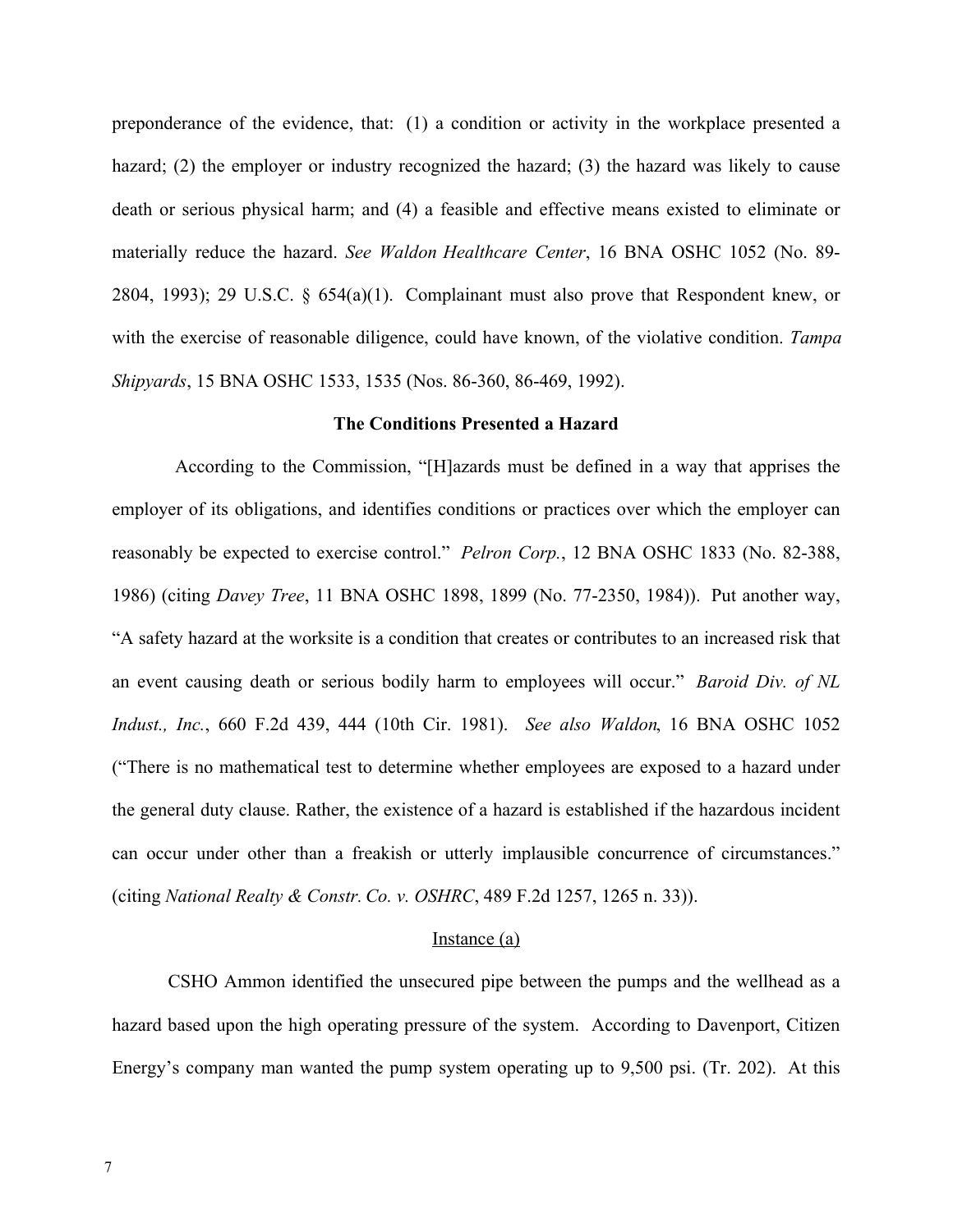preponderance of the evidence, that: (1) a condition or activity in the workplace presented a hazard; (2) the employer or industry recognized the hazard; (3) the hazard was likely to cause death or serious physical harm; and (4) a feasible and effective means existed to eliminate or materially reduce the hazard. *See Waldon Healthcare Center*, 16 BNA OSHC 1052 (No. 89-2804, 1993); 29 U.S.C. § 654(a)(1). Complainant must also prove that Respondent knew, or with the exercise of reasonable diligence, could have known, of the violative condition. *Tampa Shipyards*, 15 BNA OSHC 1533, 1535 (Nos. 86-360, 86-469, 1992).

**The Conditions Presented a Hazard**

According to the Commission, "[H]azards must be defined in a way that apprises the employer of its obligations, and identifies conditions or practices over which the employer can reasonably be expected to exercise control." *Pelron Corp.*, 12 BNA OSHC 1833 (No. 82-388, 1986) (citing *Davey Tree*, 11 BNA OSHC 1898, 1899 (No. 77-2350, 1984)). Put another way, "A safety hazard at the worksite is a condition that creates or contributes to an increased risk that an event causing death or serious bodily harm to employees will occur." *Baroid Div. of NL Indust., Inc.*, 660 F.2d 439, 444 (10th Cir. 1981). *See also Waldon*, 16 BNA OSHC 1052 ("There is no mathematical test to determine whether employees are exposed to a hazard under the general duty clause. Rather, the existence of a hazard is established if the hazardous incident can occur under other than a freakish or utterly implausible concurrence of circumstances." (citing *National Realty & Constr. Co. v. OSHRC*, 489 F.2d 1257, 1265 n. 33)).

Instance (a)

CSHO Ammon identified the unsecured pipe between the pumps and the wellhead as a hazard based upon the high operating pressure of the system. According to Davenport, Citizen Energy's company man wanted the pump system operating up to 9,500 psi. (Tr. 202). At this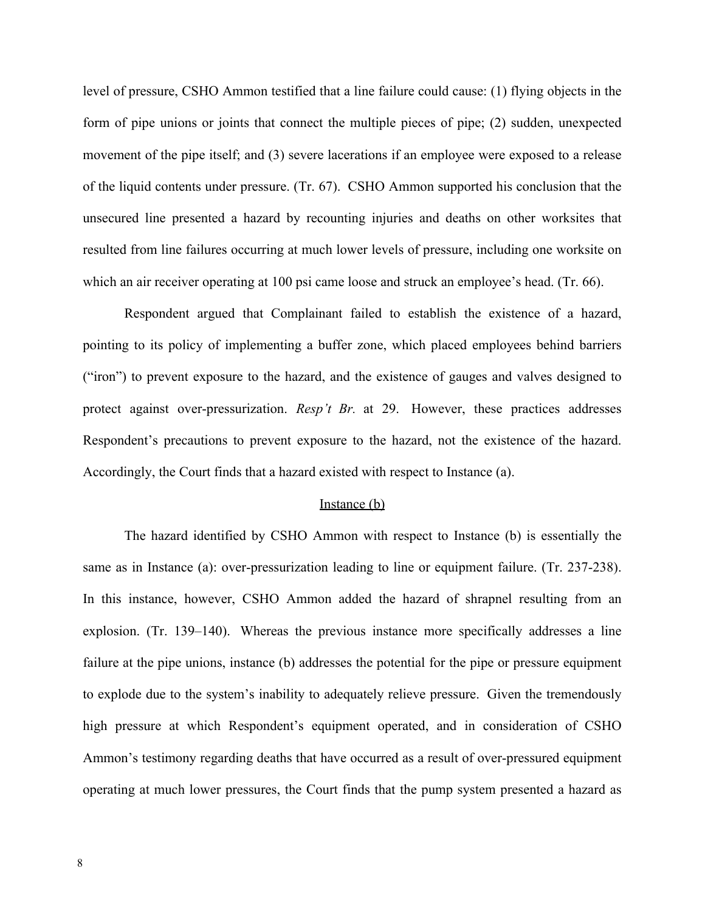level of pressure, CSHO Ammon testified that a line failure could cause: (1) flying objects in the form of pipe unions or joints that connect the multiple pieces of pipe; (2) sudden, unexpected movement of the pipe itself; and (3) severe lacerations if an employee were exposed to a release of the liquid contents under pressure. (Tr. 67). CSHO Ammon supported his conclusion that the unsecured line presented a hazard by recounting injuries and deaths on other worksites that resulted from line failures occurring at much lower levels of pressure, including one worksite on which an air receiver operating at 100 psi came loose and struck an employee's head. (Tr. 66).

Respondent argued that Complainant failed to establish the existence of a hazard, pointing to its policy of implementing a buffer zone, which placed employees behind barriers ("iron") to prevent exposure to the hazard, and the existence of gauges and valves designed to protect against over-pressurization. *Resp't Br.* at 29. However, these practices addresses Respondent's precautions to prevent exposure to the hazard, not the existence of the hazard. Accordingly, the Court finds that a hazard existed with respect to Instance (a).

Instance (b)

The hazard identified by CSHO Ammon with respect to Instance (b) is essentially the same as in Instance (a): over-pressurization leading to line or equipment failure. (Tr. 237-238). In this instance, however, CSHO Ammon added the hazard of shrapnel resulting from an explosion. (Tr. 139–140). Whereas the previous instance more specifically addresses a line failure at the pipe unions, instance (b) addresses the potential for the pipe or pressure equipment to explode due to the system's inability to adequately relieve pressure. Given the tremendously high pressure at which Respondent's equipment operated, and in consideration of CSHO Ammon's testimony regarding deaths that have occurred as a result of over-pressured equipment operating at much lower pressures, the Court finds that the pump system presented a hazard as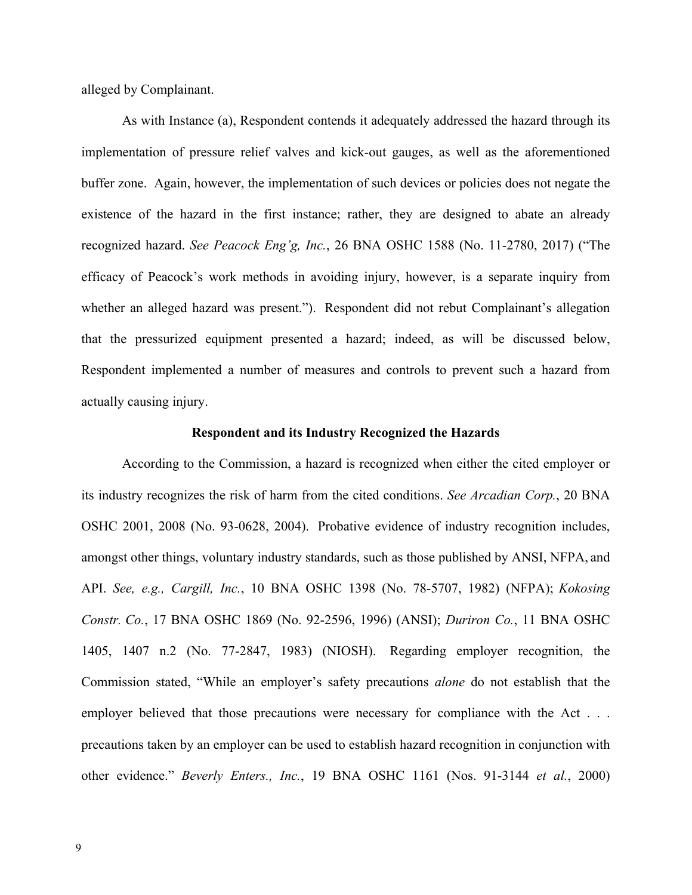alleged by Complainant.

As with Instance (a), Respondent contends it adequately addressed the hazard through its implementation of pressure relief valves and kick-out gauges, as well as the aforementioned buffer zone. Again, however, the implementation of such devices or policies does not negate the existence of the hazard in the first instance; rather, they are designed to abate an already recognized hazard. *See Peacock Eng'g, Inc.*, 26 BNA OSHC 1588 (No. 11-2780, 2017) ("The efficacy of Peacock's work methods in avoiding injury, however, is a separate inquiry from whether an alleged hazard was present."). Respondent did not rebut Complainant's allegation that the pressurized equipment presented a hazard; indeed, as will be discussed below, Respondent implemented a number of measures and controls to prevent such a hazard from actually causing injury.

**Respondent and its Industry Recognized the Hazards**

According to the Commission, a hazard is recognized when either the cited employer or its industry recognizes the risk of harm from the cited conditions. *See Arcadian Corp.*, 20 BNA OSHC 2001, 2008 (No. 93-0628, 2004). Probative evidence of industry recognition includes, amongst other things, voluntary industry standards, such as those published by ANSI, NFPA, and API. *See, e.g., Cargill, Inc.*, 10 BNA OSHC 1398 (No. 78-5707, 1982) (NFPA); *Kokosing Constr. Co.*, 17 BNA OSHC 1869 (No. 92-2596, 1996) (ANSI); *Duriron Co.*, 11 BNA OSHC 1405, 1407 n.2 (No. 77-2847, 1983) (NIOSH). Regarding employer recognition, the Commission stated, "While an employer's safety precautions *alone* do not establish that the employer believed that those precautions were necessary for compliance with the Act . . . precautions taken by an employer can be used to establish hazard recognition in conjunction with other evidence." *Beverly Enters., Inc.*, 19 BNA OSHC 1161 (Nos. 91-3144 *et al.*, 2000)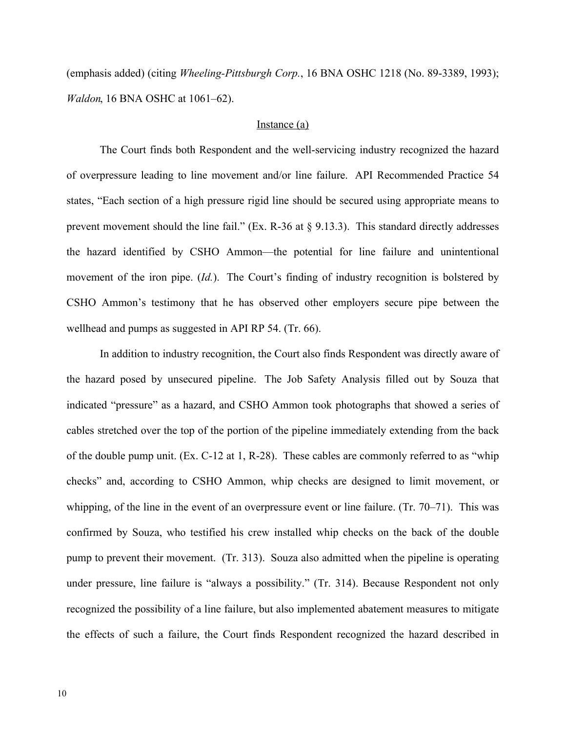(emphasis added) (citing *Wheeling-Pittsburgh Corp.*, 16 BNA OSHC 1218 (No. 89-3389, 1993); *Waldon*, 16 BNA OSHC at 1061–62).

<u>Instance (a)</u>

The Court finds both Respondent and the well-servicing industry recognized the hazard of overpressure leading to line movement and/or line failure. API Recommended Practice 54 states, "Each section of a high pressure rigid line should be secured using appropriate means to prevent movement should the line fail." (Ex. R-36 at § 9.13.3). This standard directly addresses the hazard identified by CSHO Ammon—the potential for line failure and unintentional movement of the iron pipe. (*Id.*). The Court's finding of industry recognition is bolstered by CSHO Ammon's testimony that he has observed other employers secure pipe between the wellhead and pumps as suggested in API RP 54. (Tr. 66).

In addition to industry recognition, the Court also finds Respondent was directly aware of the hazard posed by unsecured pipeline. The Job Safety Analysis filled out by Souza that indicated "pressure" as a hazard, and CSHO Ammon took photographs that showed a series of cables stretched over the top of the portion of the pipeline immediately extending from the back of the double pump unit. (Ex. C-12 at 1, R-28). These cables are commonly referred to as "whip checks" and, according to CSHO Ammon, whip checks are designed to limit movement, or whipping, of the line in the event of an overpressure event or line failure. (Tr. 70–71). This was confirmed by Souza, who testified his crew installed whip checks on the back of the double pump to prevent their movement. (Tr. 313). Souza also admitted when the pipeline is operating under pressure, line failure is "always a possibility." (Tr. 314). Because Respondent not only recognized the possibility of a line failure, but also implemented abatement measures to mitigate the effects of such a failure, the Court finds Respondent recognized the hazard described in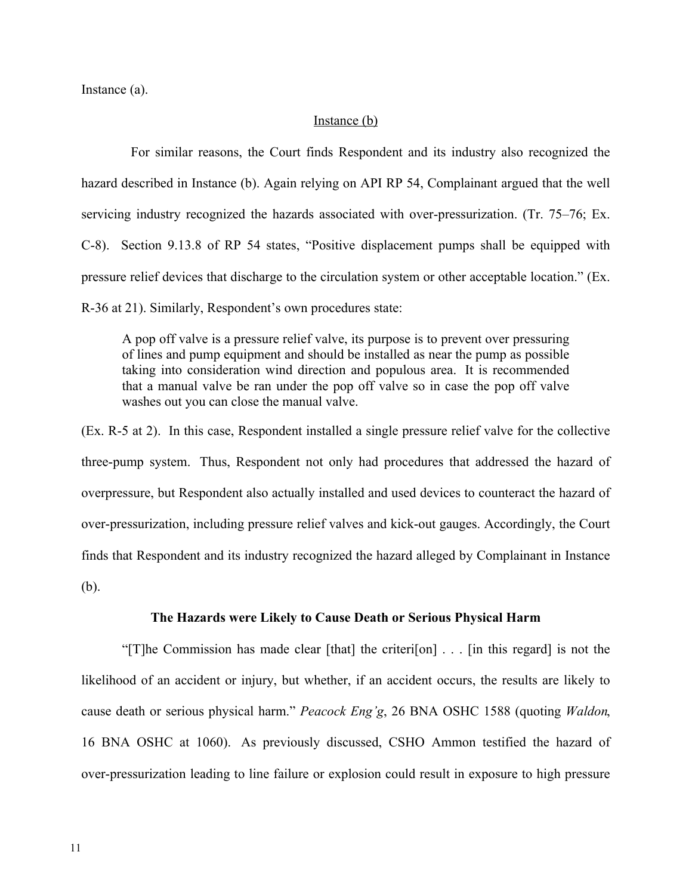Instance (a).

Instance (b)

For similar reasons, the Court finds Respondent and its industry also recognized the hazard described in Instance (b). Again relying on API RP 54, Complainant argued that the well servicing industry recognized the hazards associated with over-pressurization. (Tr. 75–76; Ex. C-8). Section 9.13.8 of RP 54 states, "Positive displacement pumps shall be equipped with pressure relief devices that discharge to the circulation system or other acceptable location." (Ex. R-36 at 21). Similarly, Respondent's own procedures state:

> A pop off valve is a pressure relief valve, its purpose is to prevent over pressuring of lines and pump equipment and should be installed as near the pump as possible taking into consideration wind direction and populous area. It is recommended that a manual valve be ran under the pop off valve so in case the pop off valve washes out you can close the manual valve.

(Ex. R-5 at 2). In this case, Respondent installed a single pressure relief valve for the collective three-pump system. Thus, Respondent not only had procedures that addressed the hazard of overpressure, but Respondent also actually installed and used devices to counteract the hazard of over-pressurization, including pressure relief valves and kick-out gauges. Accordingly, the Court finds that Respondent and its industry recognized the hazard alleged by Complainant in Instance (b).

**The Hazards were Likely to Cause Death or Serious Physical Harm**

"[T]he Commission has made clear [that] the criteri[on] . . . [in this regard] is not the likelihood of an accident or injury, but whether, if an accident occurs, the results are likely to cause death or serious physical harm." *Peacock Eng'g*, 26 BNA OSHC 1588 (quoting *Waldon*, 16 BNA OSHC at 1060). As previously discussed, CSHO Ammon testified the hazard of over-pressurization leading to line failure or explosion could result in exposure to high pressure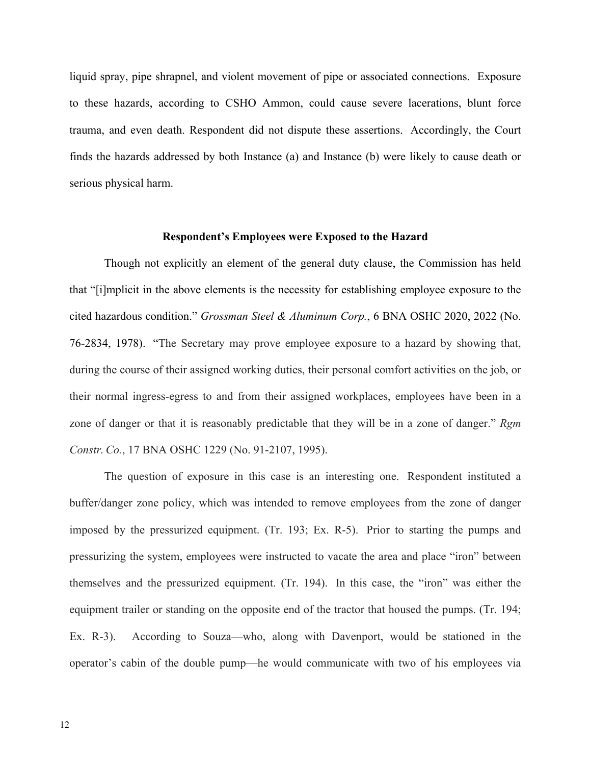liquid spray, pipe shrapnel, and violent movement of pipe or associated connections. Exposure to these hazards, according to CSHO Ammon, could cause severe lacerations, blunt force trauma, and even death. Respondent did not dispute these assertions. Accordingly, the Court finds the hazards addressed by both Instance (a) and Instance (b) were likely to cause death or serious physical harm.

**Respondent's Employees were Exposed to the Hazard**

Though not explicitly an element of the general duty clause, the Commission has held that "[i]mplicit in the above elements is the necessity for establishing employee exposure to the cited hazardous condition." *Grossman Steel & Aluminum Corp.*, 6 BNA OSHC 2020, 2022 (No. 76-2834, 1978). "The Secretary may prove employee exposure to a hazard by showing that, during the course of their assigned working duties, their personal comfort activities on the job, or their normal ingress-egress to and from their assigned workplaces, employees have been in a zone of danger or that it is reasonably predictable that they will be in a zone of danger." *Rgm Constr. Co.*, 17 BNA OSHC 1229 (No. 91-2107, 1995).

The question of exposure in this case is an interesting one. Respondent instituted a buffer/danger zone policy, which was intended to remove employees from the zone of danger imposed by the pressurized equipment. (Tr. 193; Ex. R-5). Prior to starting the pumps and pressurizing the system, employees were instructed to vacate the area and place "iron" between themselves and the pressurized equipment. (Tr. 194). In this case, the "iron" was either the equipment trailer or standing on the opposite end of the tractor that housed the pumps. (Tr. 194; Ex. R-3). According to Souza—who, along with Davenport, would be stationed in the operator's cabin of the double pump—he would communicate with two of his employees via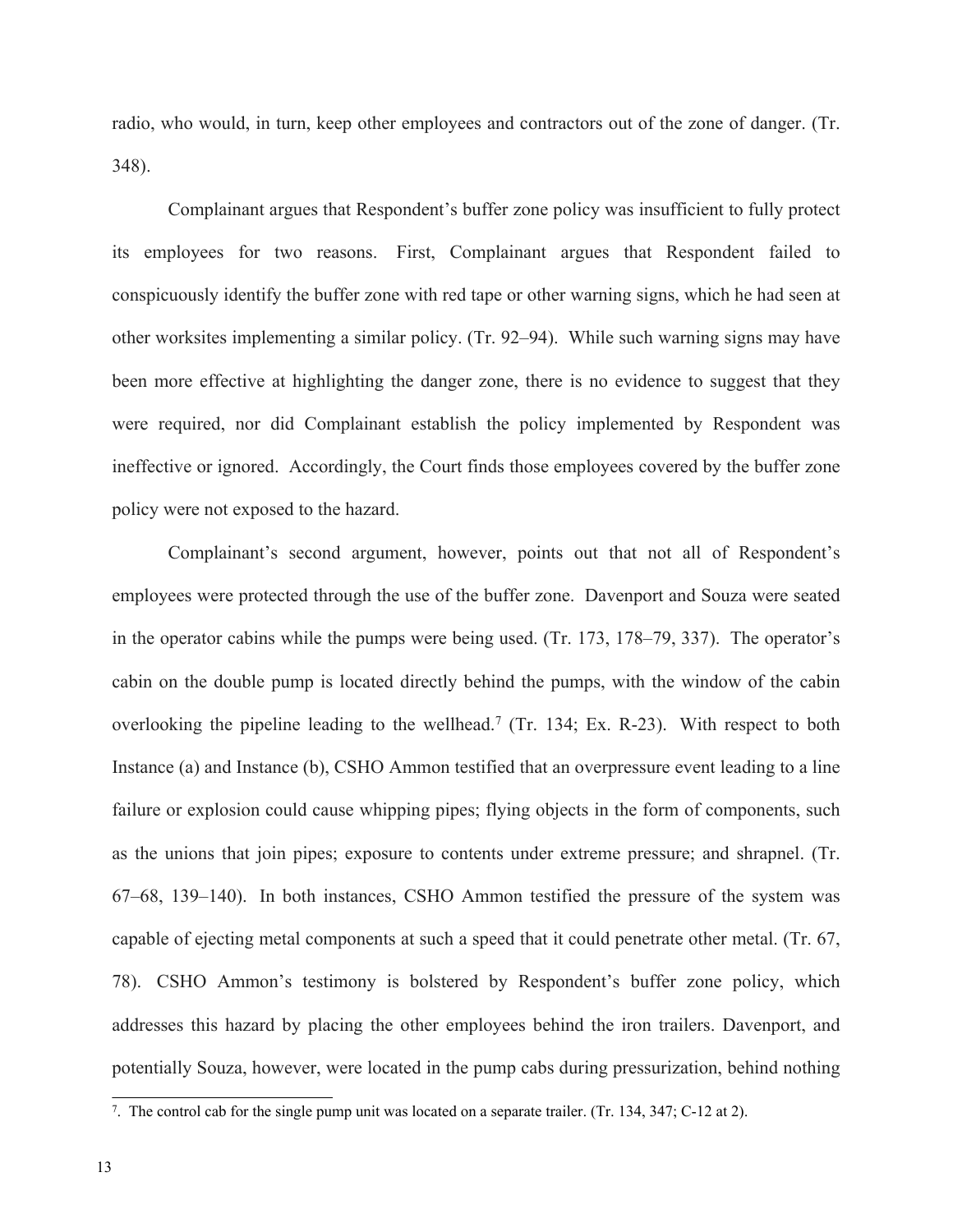radio, who would, in turn, keep other employees and contractors out of the zone of danger. (Tr. 348).

Complainant argues that Respondent's buffer zone policy was insufficient to fully protect its employees for two reasons. First, Complainant argues that Respondent failed to conspicuously identify the buffer zone with red tape or other warning signs, which he had seen at other worksites implementing a similar policy. (Tr. 92–94). While such warning signs may have been more effective at highlighting the danger zone, there is no evidence to suggest that they were required, nor did Complainant establish the policy implemented by Respondent was ineffective or ignored. Accordingly, the Court finds those employees covered by the buffer zone policy were not exposed to the hazard.

Complainant's second argument, however, points out that not all of Respondent's employees were protected through the use of the buffer zone. Davenport and Souza were seated in the operator cabins while the pumps were being used. (Tr. 173, 178–79, 337). The operator's cabin on the double pump is located directly behind the pumps, with the window of the cabin overlooking the pipeline leading to the wellhead.[7] (Tr. 134; Ex. R-23). With respect to both Instance (a) and Instance (b), CSHO Ammon testified that an overpressure event leading to a line failure or explosion could cause whipping pipes; flying objects in the form of components, such as the unions that join pipes; exposure to contents under extreme pressure; and shrapnel. (Tr. 67–68, 139–140). In both instances, CSHO Ammon testified the pressure of the system was capable of ejecting metal components at such a speed that it could penetrate other metal. (Tr. 67, 78). CSHO Ammon's testimony is bolstered by Respondent's buffer zone policy, which addresses this hazard by placing the other employees behind the iron trailers. Davenport, and potentially Souza, however, were located in the pump cabs during pressurization, behind nothing

[7]. The control cab for the single pump unit was located on a separate trailer. (Tr. 134, 347; C-12 at 2).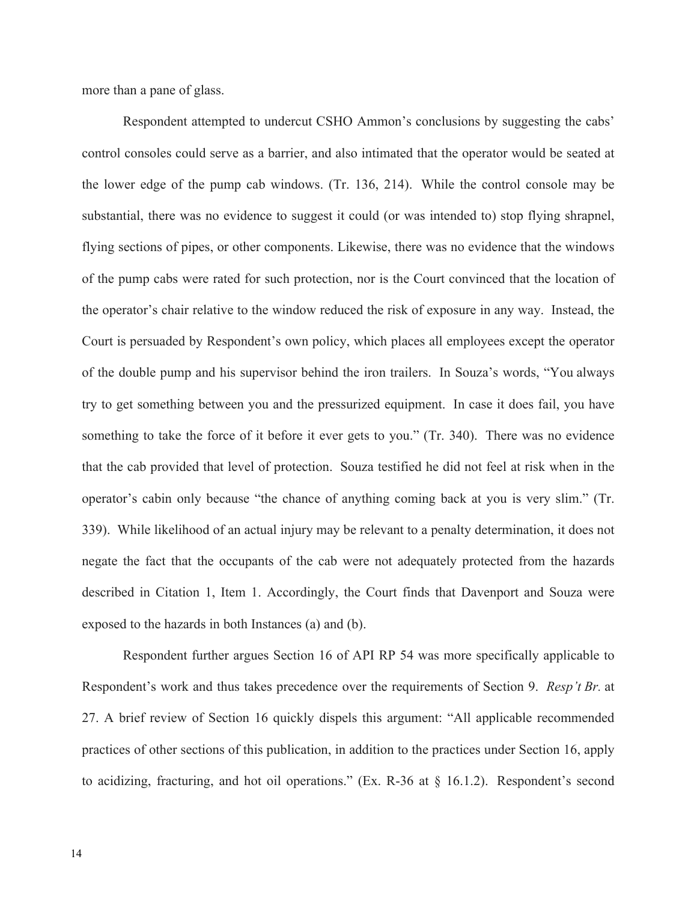more than a pane of glass.

Respondent attempted to undercut CSHO Ammon's conclusions by suggesting the cabs' control consoles could serve as a barrier, and also intimated that the operator would be seated at the lower edge of the pump cab windows. (Tr. 136, 214). While the control console may be substantial, there was no evidence to suggest it could (or was intended to) stop flying shrapnel, flying sections of pipes, or other components. Likewise, there was no evidence that the windows of the pump cabs were rated for such protection, nor is the Court convinced that the location of the operator's chair relative to the window reduced the risk of exposure in any way. Instead, the Court is persuaded by Respondent's own policy, which places all employees except the operator of the double pump and his supervisor behind the iron trailers. In Souza's words, "You always try to get something between you and the pressurized equipment. In case it does fail, you have something to take the force of it before it ever gets to you." (Tr. 340). There was no evidence that the cab provided that level of protection. Souza testified he did not feel at risk when in the operator's cabin only because "the chance of anything coming back at you is very slim." (Tr. 339). While likelihood of an actual injury may be relevant to a penalty determination, it does not negate the fact that the occupants of the cab were not adequately protected from the hazards described in Citation 1, Item 1. Accordingly, the Court finds that Davenport and Souza were exposed to the hazards in both Instances (a) and (b).

Respondent further argues Section 16 of API RP 54 was more specifically applicable to Respondent's work and thus takes precedence over the requirements of Section 9. *Resp't Br.* at 27. A brief review of Section 16 quickly dispels this argument: "All applicable recommended practices of other sections of this publication, in addition to the practices under Section 16, apply to acidizing, fracturing, and hot oil operations." (Ex. R-36 at § 16.1.2). Respondent's second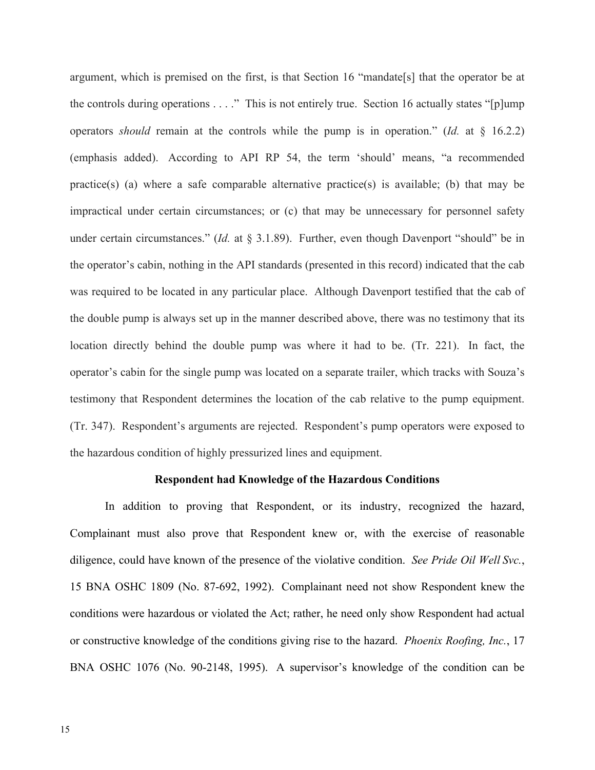argument, which is premised on the first, is that Section 16 "mandate[s] that the operator be at the controls during operations . . . ." This is not entirely true. Section 16 actually states "[p]ump operators *should* remain at the controls while the pump is in operation." (*Id.* at § 16.2.2) (emphasis added). According to API RP 54, the term 'should' means, "a recommended practice(s) (a) where a safe comparable alternative practice(s) is available; (b) that may be impractical under certain circumstances; or (c) that may be unnecessary for personnel safety under certain circumstances." (*Id.* at § 3.1.89). Further, even though Davenport "should" be in the operator's cabin, nothing in the API standards (presented in this record) indicated that the cab was required to be located in any particular place. Although Davenport testified that the cab of the double pump is always set up in the manner described above, there was no testimony that its location directly behind the double pump was where it had to be. (Tr. 221). In fact, the operator's cabin for the single pump was located on a separate trailer, which tracks with Souza's testimony that Respondent determines the location of the cab relative to the pump equipment. (Tr. 347). Respondent's arguments are rejected. Respondent's pump operators were exposed to the hazardous condition of highly pressurized lines and equipment.

**Respondent had Knowledge of the Hazardous Conditions**

In addition to proving that Respondent, or its industry, recognized the hazard, Complainant must also prove that Respondent knew or, with the exercise of reasonable diligence, could have known of the presence of the violative condition. *See Pride Oil Well Svc.*, 15 BNA OSHC 1809 (No. 87-692, 1992). Complainant need not show Respondent knew the conditions were hazardous or violated the Act; rather, he need only show Respondent had actual or constructive knowledge of the conditions giving rise to the hazard. *Phoenix Roofing, Inc.*, 17 BNA OSHC 1076 (No. 90-2148, 1995). A supervisor's knowledge of the condition can be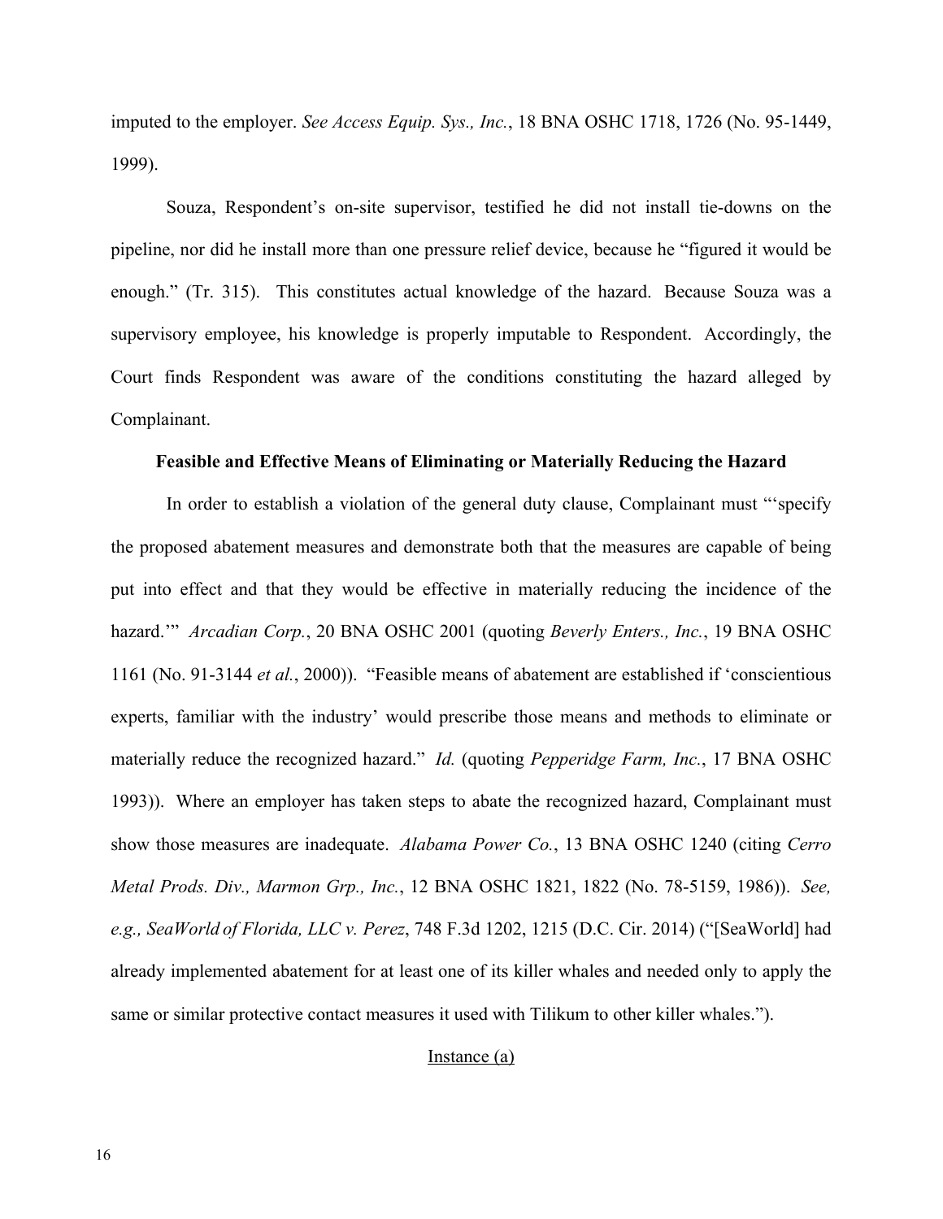imputed to the employer. *See Access Equip. Sys., Inc.*, 18 BNA OSHC 1718, 1726 (No. 95-1449, 1999).

Souza, Respondent's on-site supervisor, testified he did not install tie-downs on the pipeline, nor did he install more than one pressure relief device, because he "figured it would be enough." (Tr. 315). This constitutes actual knowledge of the hazard. Because Souza was a supervisory employee, his knowledge is properly imputable to Respondent. Accordingly, the Court finds Respondent was aware of the conditions constituting the hazard alleged by Complainant.

**Feasible and Effective Means of Eliminating or Materially Reducing the Hazard**

In order to establish a violation of the general duty clause, Complainant must "'specify the proposed abatement measures and demonstrate both that the measures are capable of being put into effect and that they would be effective in materially reducing the incidence of the hazard.'" *Arcadian Corp.*, 20 BNA OSHC 2001 (quoting *Beverly Enters., Inc.*, 19 BNA OSHC 1161 (No. 91-3144 *et al.*, 2000)). "Feasible means of abatement are established if 'conscientious experts, familiar with the industry' would prescribe those means and methods to eliminate or materially reduce the recognized hazard." *Id.* (quoting *Pepperidge Farm, Inc.*, 17 BNA OSHC 1993)). Where an employer has taken steps to abate the recognized hazard, Complainant must show those measures are inadequate. *Alabama Power Co.*, 13 BNA OSHC 1240 (citing *Cerro Metal Prods. Div., Marmon Grp., Inc.*, 12 BNA OSHC 1821, 1822 (No. 78-5159, 1986)). *See, e.g., SeaWorld of Florida, LLC v. Perez*, 748 F.3d 1202, 1215 (D.C. Cir. 2014) ("[SeaWorld] had already implemented abatement for at least one of its killer whales and needed only to apply the same or similar protective contact measures it used with Tilikum to other killer whales.").

<u>Instance (a)</u>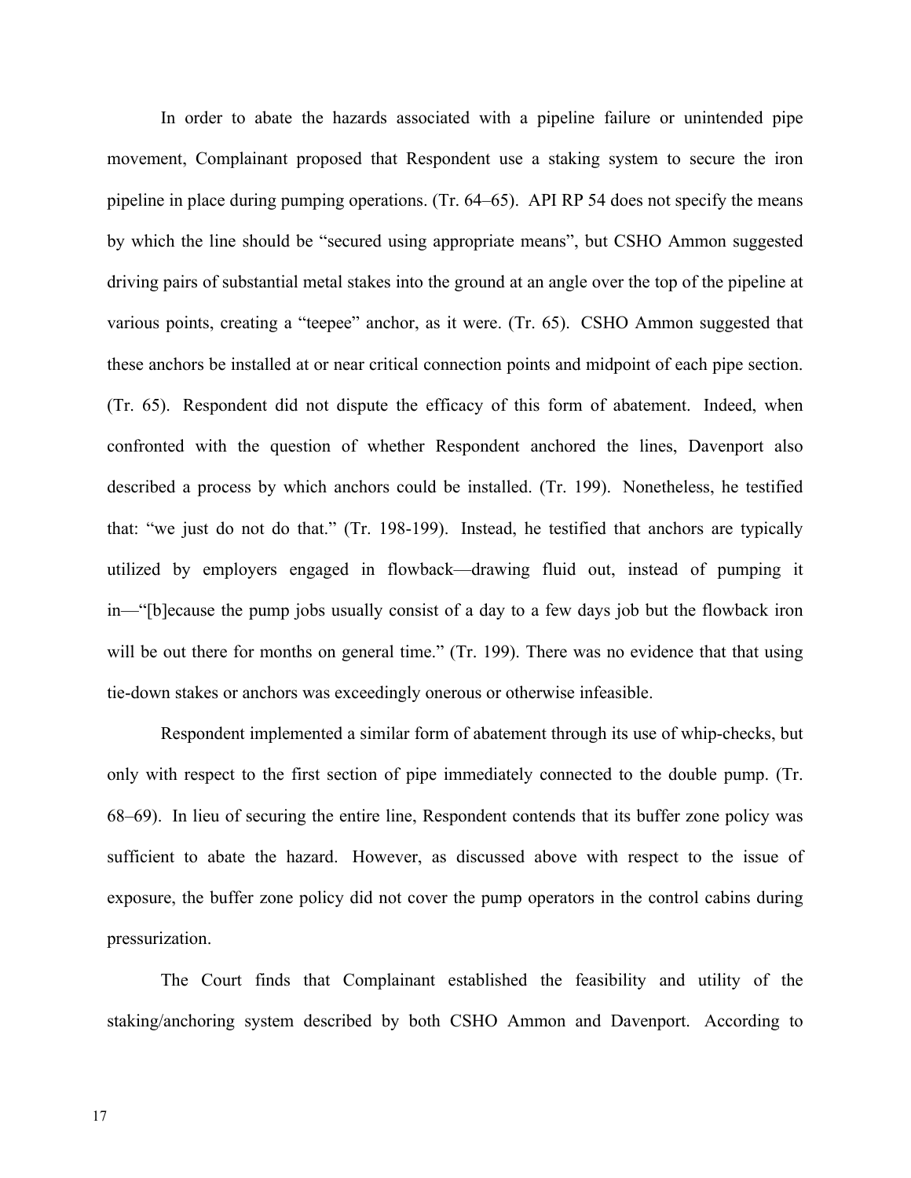In order to abate the hazards associated with a pipeline failure or unintended pipe movement, Complainant proposed that Respondent use a staking system to secure the iron pipeline in place during pumping operations. (Tr. 64–65). API RP 54 does not specify the means by which the line should be "secured using appropriate means", but CSHO Ammon suggested driving pairs of substantial metal stakes into the ground at an angle over the top of the pipeline at various points, creating a "teepee" anchor, as it were. (Tr. 65). CSHO Ammon suggested that these anchors be installed at or near critical connection points and midpoint of each pipe section. (Tr. 65). Respondent did not dispute the efficacy of this form of abatement. Indeed, when confronted with the question of whether Respondent anchored the lines, Davenport also described a process by which anchors could be installed. (Tr. 199). Nonetheless, he testified that: "we just do not do that." (Tr. 198-199). Instead, he testified that anchors are typically utilized by employers engaged in flowback—drawing fluid out, instead of pumping it in—"[b]ecause the pump jobs usually consist of a day to a few days job but the flowback iron will be out there for months on general time." (Tr. 199). There was no evidence that that using tie-down stakes or anchors was exceedingly onerous or otherwise infeasible.

Respondent implemented a similar form of abatement through its use of whip-checks, but only with respect to the first section of pipe immediately connected to the double pump. (Tr. 68–69). In lieu of securing the entire line, Respondent contends that its buffer zone policy was sufficient to abate the hazard. However, as discussed above with respect to the issue of exposure, the buffer zone policy did not cover the pump operators in the control cabins during pressurization.

The Court finds that Complainant established the feasibility and utility of the staking/anchoring system described by both CSHO Ammon and Davenport. According to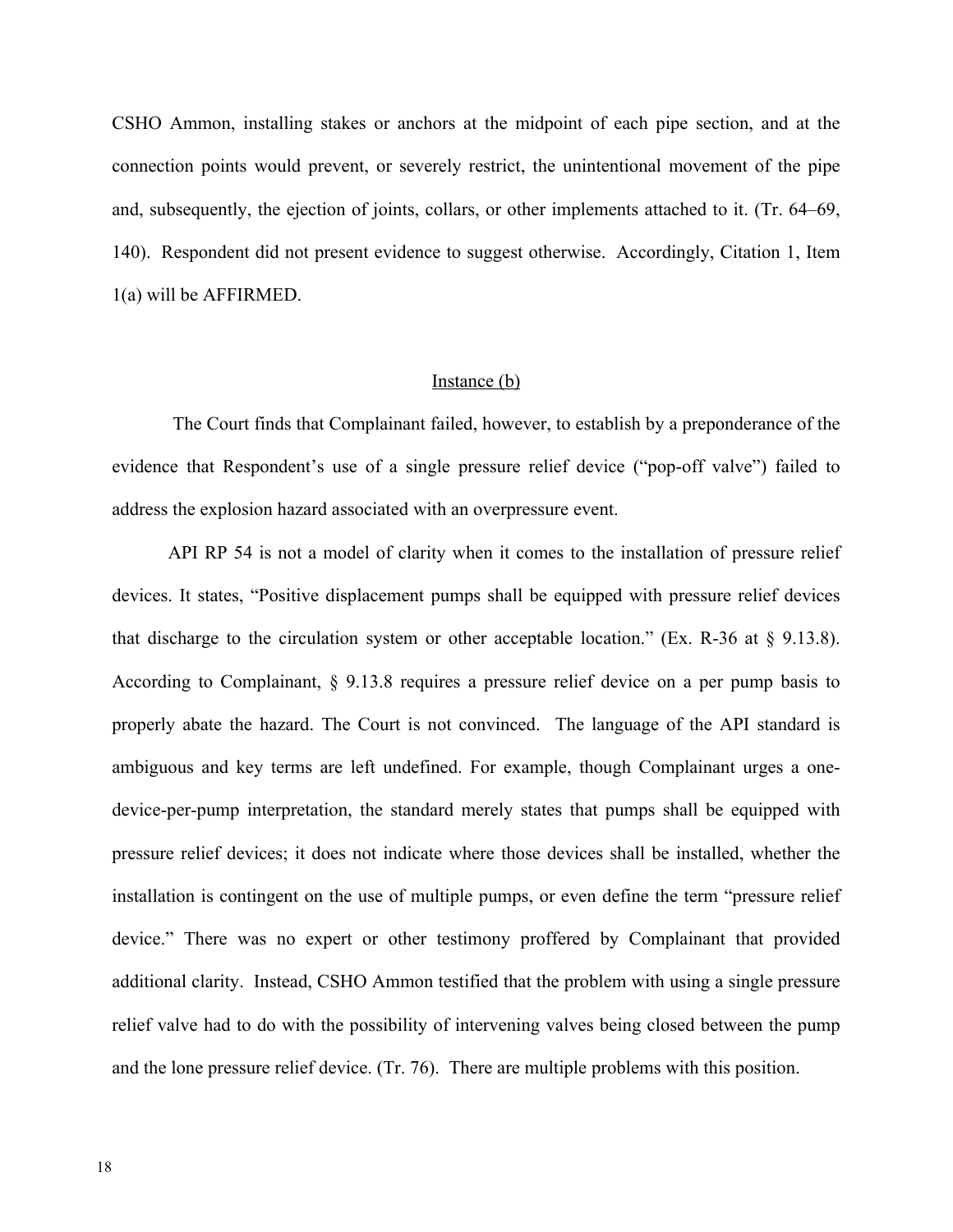CSHO Ammon, installing stakes or anchors at the midpoint of each pipe section, and at the connection points would prevent, or severely restrict, the unintentional movement of the pipe and, subsequently, the ejection of joints, collars, or other implements attached to it. (Tr. 64–69, 140). Respondent did not present evidence to suggest otherwise. Accordingly, Citation 1, Item 1(a) will be AFFIRMED.

<u>Instance (b)</u>

The Court finds that Complainant failed, however, to establish by a preponderance of the evidence that Respondent's use of a single pressure relief device ("pop-off valve") failed to address the explosion hazard associated with an overpressure event.

API RP 54 is not a model of clarity when it comes to the installation of pressure relief devices. It states, "Positive displacement pumps shall be equipped with pressure relief devices that discharge to the circulation system or other acceptable location." (Ex. R-36 at § 9.13.8). According to Complainant, § 9.13.8 requires a pressure relief device on a per pump basis to properly abate the hazard. The Court is not convinced. The language of the API standard is ambiguous and key terms are left undefined. For example, though Complainant urges a one-device-per-pump interpretation, the standard merely states that pumps shall be equipped with pressure relief devices; it does not indicate where those devices shall be installed, whether the installation is contingent on the use of multiple pumps, or even define the term "pressure relief device." There was no expert or other testimony proffered by Complainant that provided additional clarity. Instead, CSHO Ammon testified that the problem with using a single pressure relief valve had to do with the possibility of intervening valves being closed between the pump and the lone pressure relief device. (Tr. 76). There are multiple problems with this position.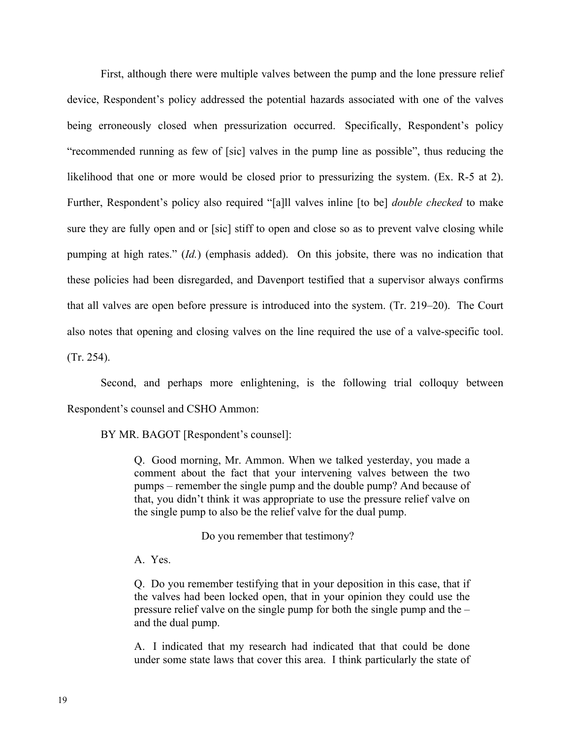First, although there were multiple valves between the pump and the lone pressure relief device, Respondent's policy addressed the potential hazards associated with one of the valves being erroneously closed when pressurization occurred. Specifically, Respondent's policy "recommended running as few of [sic] valves in the pump line as possible", thus reducing the likelihood that one or more would be closed prior to pressurizing the system. (Ex. R-5 at 2). Further, Respondent's policy also required "[a]ll valves inline [to be] *double checked* to make sure they are fully open and or [sic] stiff to open and close so as to prevent valve closing while pumping at high rates." (*Id.*) (emphasis added). On this jobsite, there was no indication that these policies had been disregarded, and Davenport testified that a supervisor always confirms that all valves are open before pressure is introduced into the system. (Tr. 219–20). The Court also notes that opening and closing valves on the line required the use of a valve-specific tool. (Tr. 254).

Second, and perhaps more enlightening, is the following trial colloquy between Respondent's counsel and CSHO Ammon:

BY MR. BAGOT [Respondent's counsel]:

> Q. Good morning, Mr. Ammon. When we talked yesterday, you made a comment about the fact that your intervening valves between the two pumps – remember the single pump and the double pump? And because of that, you didn't think it was appropriate to use the pressure relief valve on the single pump to also be the relief valve for the dual pump.
>
> Do you remember that testimony?
>
> A. Yes.
>
> Q. Do you remember testifying that in your deposition in this case, that if the valves had been locked open, that in your opinion they could use the pressure relief valve on the single pump for both the single pump and the – and the dual pump.
>
> A. I indicated that my research had indicated that that could be done under some state laws that cover this area. I think particularly the state of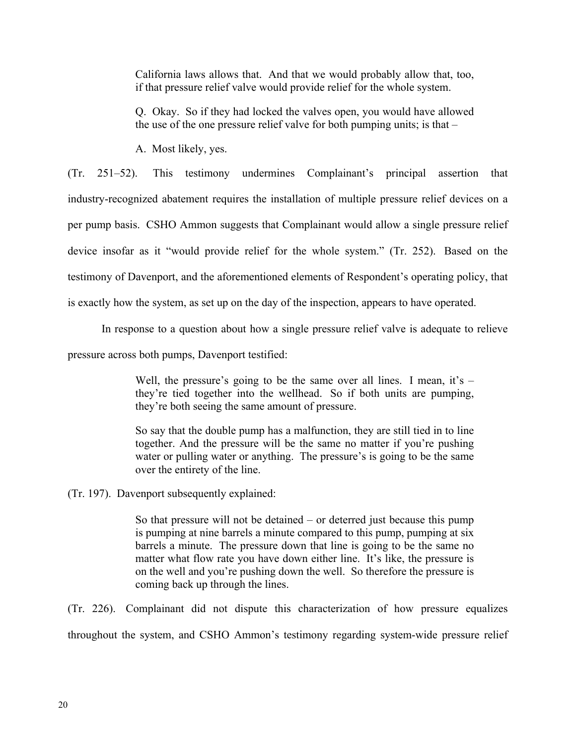> California laws allows that. And that we would probably allow that, too, if that pressure relief valve would provide relief for the whole system.
>
> Q. Okay. So if they had locked the valves open, you would have allowed the use of the one pressure relief valve for both pumping units; is that –
>
> A. Most likely, yes.

(Tr. 251–52). This testimony undermines Complainant's principal assertion that industry-recognized abatement requires the installation of multiple pressure relief devices on a per pump basis. CSHO Ammon suggests that Complainant would allow a single pressure relief device insofar as it "would provide relief for the whole system." (Tr. 252). Based on the testimony of Davenport, and the aforementioned elements of Respondent's operating policy, that is exactly how the system, as set up on the day of the inspection, appears to have operated.

In response to a question about how a single pressure relief valve is adequate to relieve pressure across both pumps, Davenport testified:

> Well, the pressure's going to be the same over all lines. I mean, it's – they're tied together into the wellhead. So if both units are pumping, they're both seeing the same amount of pressure.
>
> So say that the double pump has a malfunction, they are still tied in to line together. And the pressure will be the same no matter if you're pushing water or pulling water or anything. The pressure's is going to be the same over the entirety of the line.

(Tr. 197). Davenport subsequently explained:

> So that pressure will not be detained – or deterred just because this pump is pumping at nine barrels a minute compared to this pump, pumping at six barrels a minute. The pressure down that line is going to be the same no matter what flow rate you have down either line. It's like, the pressure is on the well and you're pushing down the well. So therefore the pressure is coming back up through the lines.

(Tr. 226). Complainant did not dispute this characterization of how pressure equalizes throughout the system, and CSHO Ammon's testimony regarding system-wide pressure relief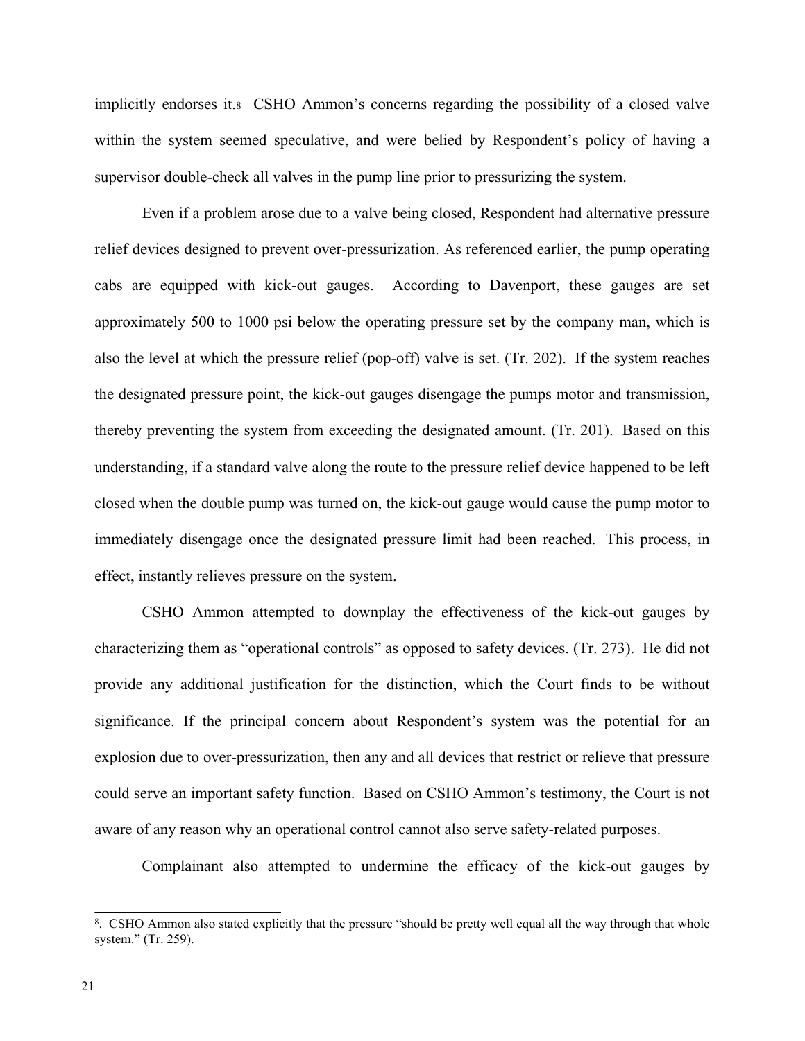implicitly endorses it.[8] CSHO Ammon's concerns regarding the possibility of a closed valve within the system seemed speculative, and were belied by Respondent's policy of having a supervisor double-check all valves in the pump line prior to pressurizing the system.

Even if a problem arose due to a valve being closed, Respondent had alternative pressure relief devices designed to prevent over-pressurization. As referenced earlier, the pump operating cabs are equipped with kick-out gauges. According to Davenport, these gauges are set approximately 500 to 1000 psi below the operating pressure set by the company man, which is also the level at which the pressure relief (pop-off) valve is set. (Tr. 202). If the system reaches the designated pressure point, the kick-out gauges disengage the pumps motor and transmission, thereby preventing the system from exceeding the designated amount. (Tr. 201). Based on this understanding, if a standard valve along the route to the pressure relief device happened to be left closed when the double pump was turned on, the kick-out gauge would cause the pump motor to immediately disengage once the designated pressure limit had been reached. This process, in effect, instantly relieves pressure on the system.

CSHO Ammon attempted to downplay the effectiveness of the kick-out gauges by characterizing them as "operational controls" as opposed to safety devices. (Tr. 273). He did not provide any additional justification for the distinction, which the Court finds to be without significance. If the principal concern about Respondent's system was the potential for an explosion due to over-pressurization, then any and all devices that restrict or relieve that pressure could serve an important safety function. Based on CSHO Ammon's testimony, the Court is not aware of any reason why an operational control cannot also serve safety-related purposes.

Complainant also attempted to undermine the efficacy of the kick-out gauges by

---

[8]. CSHO Ammon also stated explicitly that the pressure "should be pretty well equal all the way through that whole system." (Tr. 259).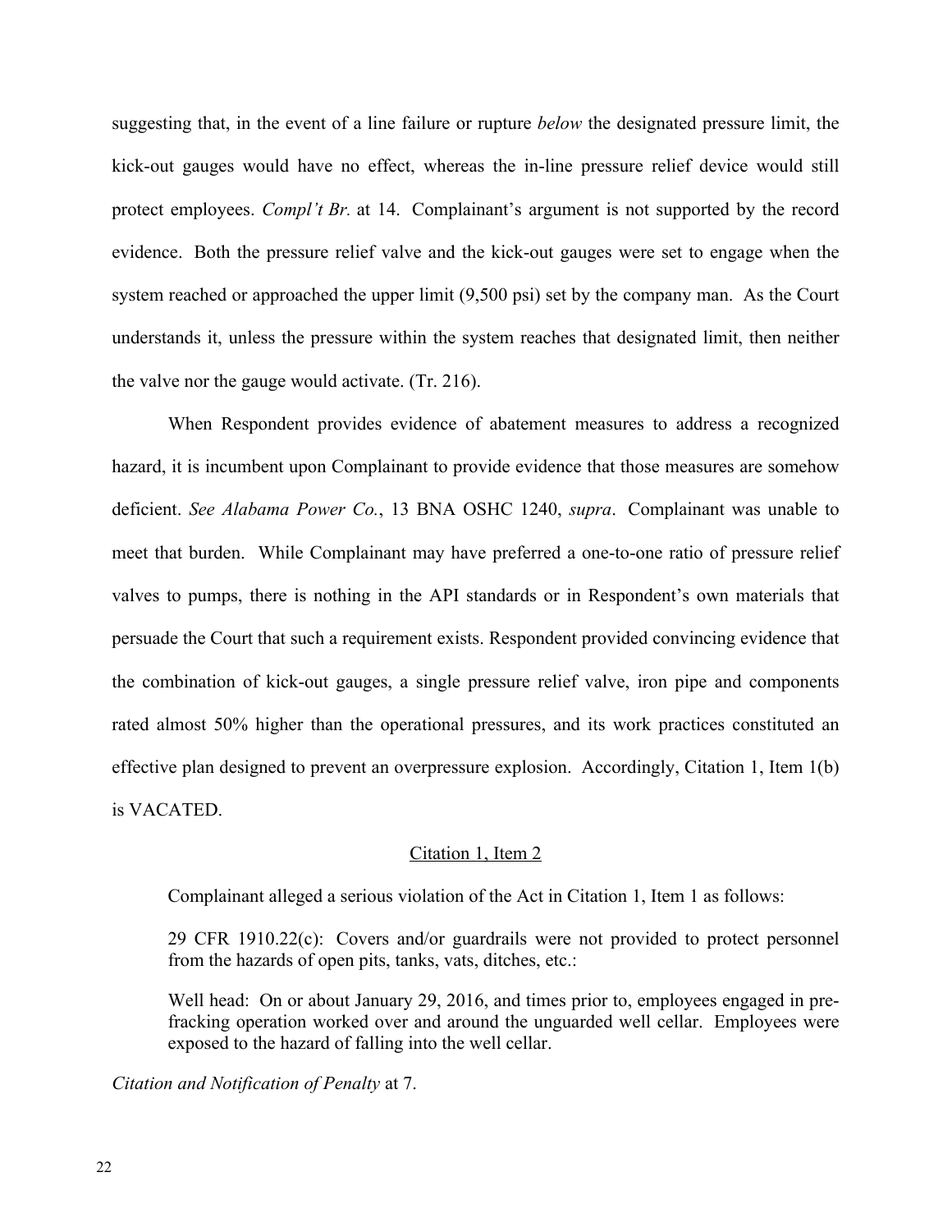suggesting that, in the event of a line failure or rupture *below* the designated pressure limit, the kick-out gauges would have no effect, whereas the in-line pressure relief device would still protect employees. *Compl't Br.* at 14. Complainant's argument is not supported by the record evidence. Both the pressure relief valve and the kick-out gauges were set to engage when the system reached or approached the upper limit (9,500 psi) set by the company man. As the Court understands it, unless the pressure within the system reaches that designated limit, then neither the valve nor the gauge would activate. (Tr. 216).

When Respondent provides evidence of abatement measures to address a recognized hazard, it is incumbent upon Complainant to provide evidence that those measures are somehow deficient. *See Alabama Power Co.*, 13 BNA OSHC 1240, *supra*. Complainant was unable to meet that burden. While Complainant may have preferred a one-to-one ratio of pressure relief valves to pumps, there is nothing in the API standards or in Respondent's own materials that persuade the Court that such a requirement exists. Respondent provided convincing evidence that the combination of kick-out gauges, a single pressure relief valve, iron pipe and components rated almost 50% higher than the operational pressures, and its work practices constituted an effective plan designed to prevent an overpressure explosion. Accordingly, Citation 1, Item 1(b) is VACATED.

<u>Citation 1, Item 2</u>

Complainant alleged a serious violation of the Act in Citation 1, Item 1 as follows:

> 29 CFR 1910.22(c): Covers and/or guardrails were not provided to protect personnel from the hazards of open pits, tanks, vats, ditches, etc.:
>
> Well head: On or about January 29, 2016, and times prior to, employees engaged in pre-fracking operation worked over and around the unguarded well cellar. Employees were exposed to the hazard of falling into the well cellar.

*Citation and Notification of Penalty* at 7.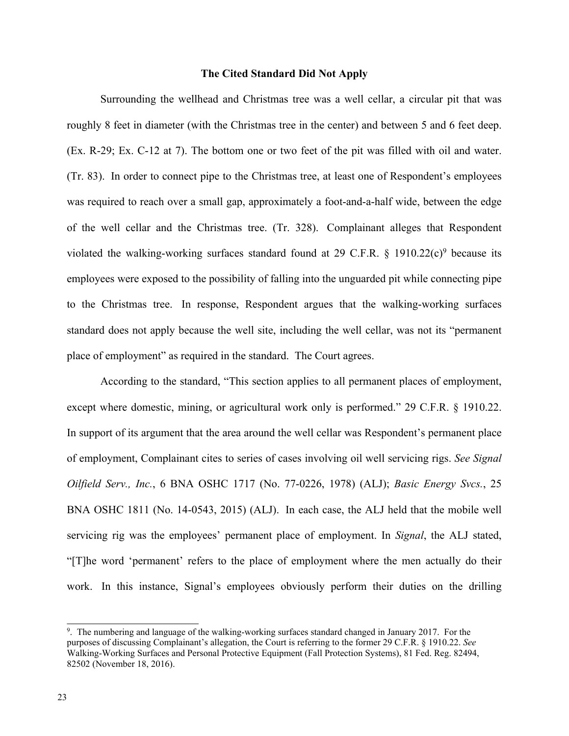**The Cited Standard Did Not Apply**

Surrounding the wellhead and Christmas tree was a well cellar, a circular pit that was roughly 8 feet in diameter (with the Christmas tree in the center) and between 5 and 6 feet deep. (Ex. R-29; Ex. C-12 at 7). The bottom one or two feet of the pit was filled with oil and water. (Tr. 83). In order to connect pipe to the Christmas tree, at least one of Respondent's employees was required to reach over a small gap, approximately a foot-and-a-half wide, between the edge of the well cellar and the Christmas tree. (Tr. 328). Complainant alleges that Respondent violated the walking-working surfaces standard found at 29 C.F.R. § 1910.22(c)[9] because its employees were exposed to the possibility of falling into the unguarded pit while connecting pipe to the Christmas tree. In response, Respondent argues that the walking-working surfaces standard does not apply because the well site, including the well cellar, was not its "permanent place of employment" as required in the standard. The Court agrees.

According to the standard, "This section applies to all permanent places of employment, except where domestic, mining, or agricultural work only is performed." 29 C.F.R. § 1910.22. In support of its argument that the area around the well cellar was Respondent's permanent place of employment, Complainant cites to series of cases involving oil well servicing rigs. *See Signal Oilfield Serv., Inc.*, 6 BNA OSHC 1717 (No. 77-0226, 1978) (ALJ); *Basic Energy Svcs.*, 25 BNA OSHC 1811 (No. 14-0543, 2015) (ALJ). In each case, the ALJ held that the mobile well servicing rig was the employees' permanent place of employment. In *Signal*, the ALJ stated, "[T]he word 'permanent' refers to the place of employment where the men actually do their work. In this instance, Signal's employees obviously perform their duties on the drilling

[9]. The numbering and language of the walking-working surfaces standard changed in January 2017. For the purposes of discussing Complainant's allegation, the Court is referring to the former 29 C.F.R. § 1910.22. *See* Walking-Working Surfaces and Personal Protective Equipment (Fall Protection Systems), 81 Fed. Reg. 82494, 82502 (November 18, 2016).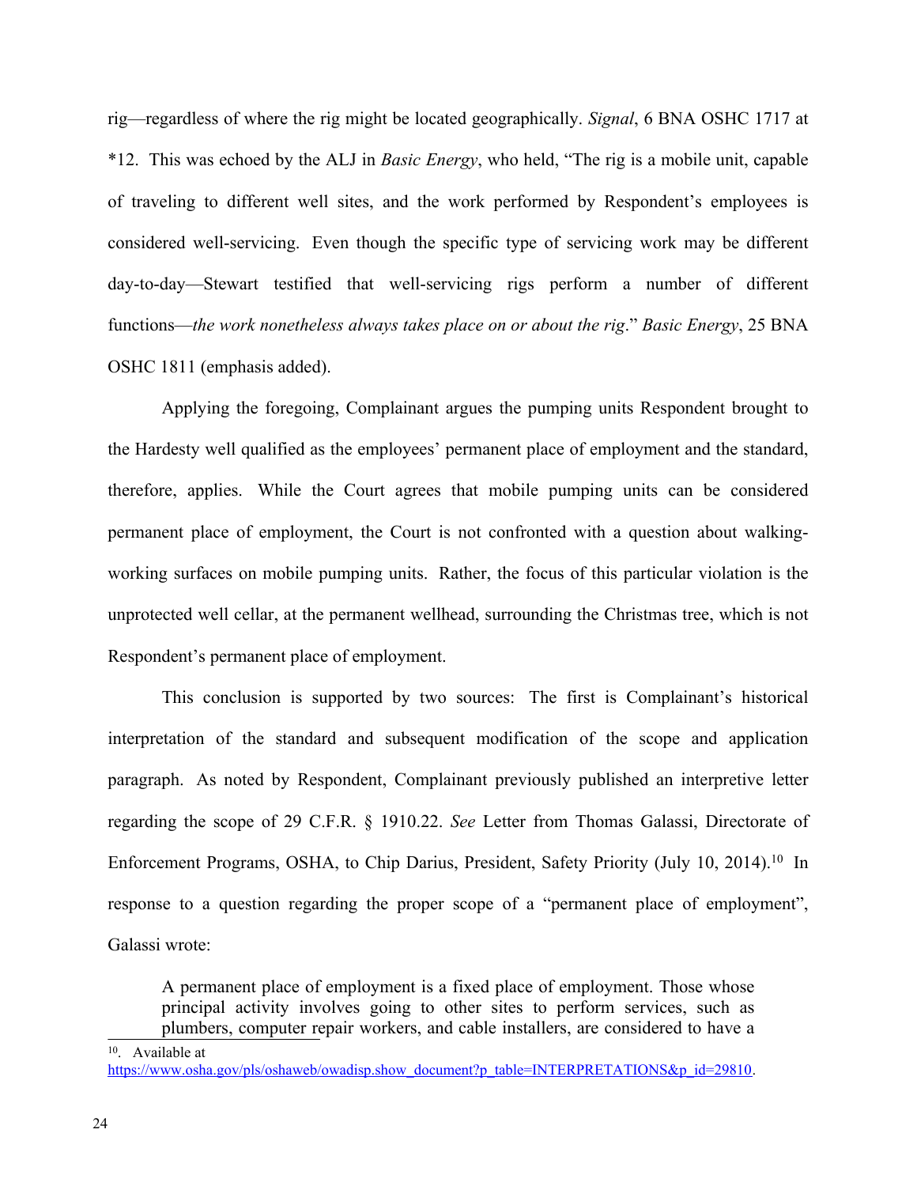rig—regardless of where the rig might be located geographically. *Signal*, 6 BNA OSHC 1717 at *12. This was echoed by the ALJ in *Basic Energy*, who held, "The rig is a mobile unit, capable of traveling to different well sites, and the work performed by Respondent's employees is considered well-servicing. Even though the specific type of servicing work may be different day-to-day—Stewart testified that well-servicing rigs perform a number of different functions—*the work nonetheless always takes place on or about the rig*." *Basic Energy*, 25 BNA OSHC 1811 (emphasis added).

Applying the foregoing, Complainant argues the pumping units Respondent brought to the Hardesty well qualified as the employees' permanent place of employment and the standard, therefore, applies. While the Court agrees that mobile pumping units can be considered permanent place of employment, the Court is not confronted with a question about walking-working surfaces on mobile pumping units. Rather, the focus of this particular violation is the unprotected well cellar, at the permanent wellhead, surrounding the Christmas tree, which is not Respondent's permanent place of employment.

This conclusion is supported by two sources: The first is Complainant's historical interpretation of the standard and subsequent modification of the scope and application paragraph. As noted by Respondent, Complainant previously published an interpretive letter regarding the scope of 29 C.F.R. § 1910.22. *See* Letter from Thomas Galassi, Directorate of Enforcement Programs, OSHA, to Chip Darius, President, Safety Priority (July 10, 2014).[10] In response to a question regarding the proper scope of a "permanent place of employment", Galassi wrote:

> A permanent place of employment is a fixed place of employment. Those whose principal activity involves going to other sites to perform services, such as plumbers, computer repair workers, and cable installers, are considered to have a

[10]. Available at https://www.osha.gov/pls/oshaweb/owadisp.show_document?p_table=INTERPRETATIONS&p_id=29810.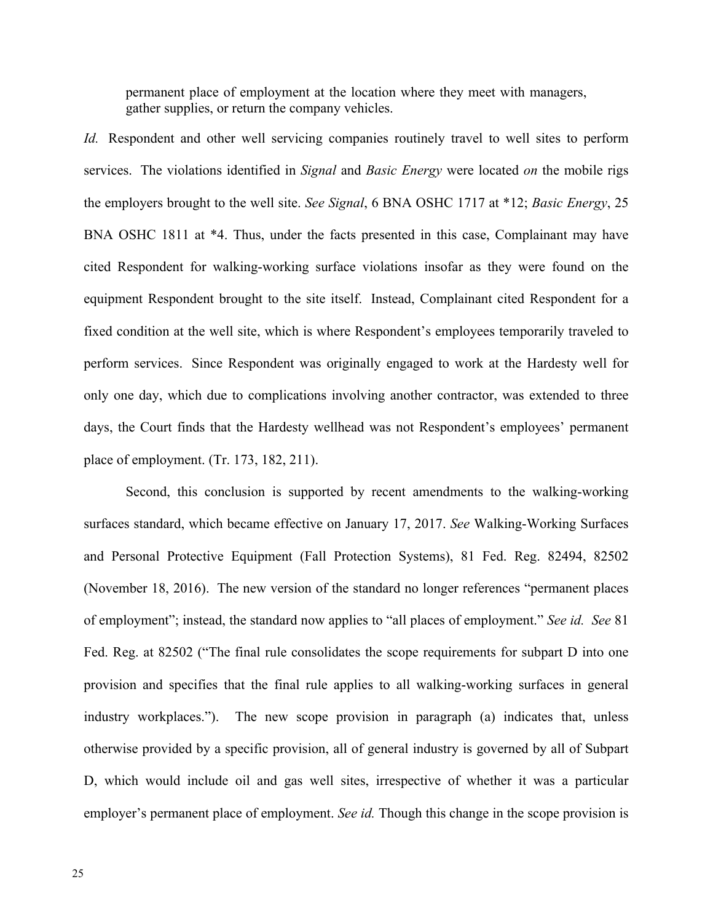> permanent place of employment at the location where they meet with managers, gather supplies, or return the company vehicles.

*Id.* Respondent and other well servicing companies routinely travel to well sites to perform services. The violations identified in *Signal* and *Basic Energy* were located *on* the mobile rigs the employers brought to the well site. *See Signal*, 6 BNA OSHC 1717 at *12; *Basic Energy*, 25 BNA OSHC 1811 at *4. Thus, under the facts presented in this case, Complainant may have cited Respondent for walking-working surface violations insofar as they were found on the equipment Respondent brought to the site itself. Instead, Complainant cited Respondent for a fixed condition at the well site, which is where Respondent's employees temporarily traveled to perform services. Since Respondent was originally engaged to work at the Hardesty well for only one day, which due to complications involving another contractor, was extended to three days, the Court finds that the Hardesty wellhead was not Respondent's employees' permanent place of employment. (Tr. 173, 182, 211).

Second, this conclusion is supported by recent amendments to the walking-working surfaces standard, which became effective on January 17, 2017. *See* Walking-Working Surfaces and Personal Protective Equipment (Fall Protection Systems), 81 Fed. Reg. 82494, 82502 (November 18, 2016). The new version of the standard no longer references "permanent places of employment"; instead, the standard now applies to "all places of employment." *See id. See* 81 Fed. Reg. at 82502 ("The final rule consolidates the scope requirements for subpart D into one provision and specifies that the final rule applies to all walking-working surfaces in general industry workplaces."). The new scope provision in paragraph (a) indicates that, unless otherwise provided by a specific provision, all of general industry is governed by all of Subpart D, which would include oil and gas well sites, irrespective of whether it was a particular employer's permanent place of employment. *See id.* Though this change in the scope provision is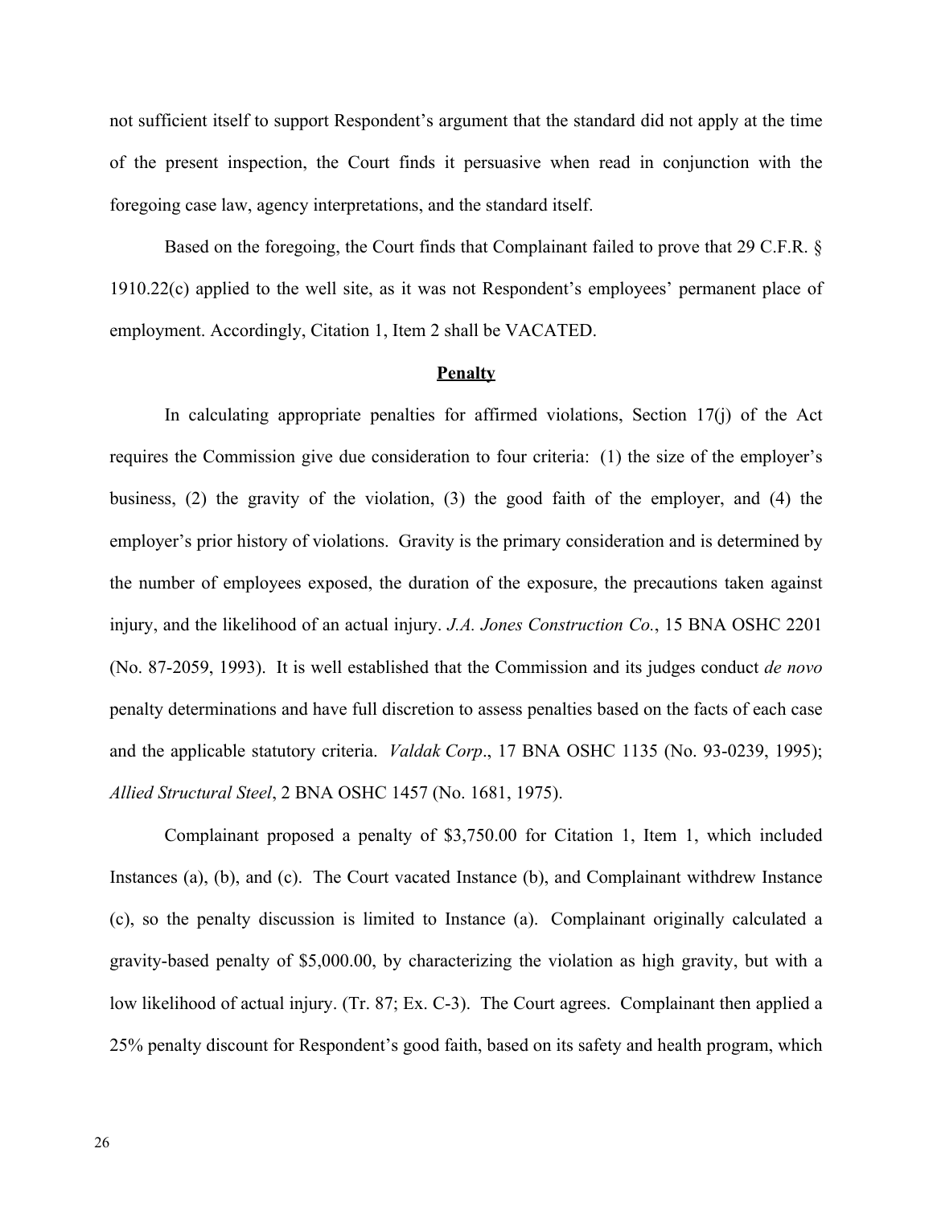not sufficient itself to support Respondent's argument that the standard did not apply at the time of the present inspection, the Court finds it persuasive when read in conjunction with the foregoing case law, agency interpretations, and the standard itself.

Based on the foregoing, the Court finds that Complainant failed to prove that 29 C.F.R. § 1910.22(c) applied to the well site, as it was not Respondent's employees' permanent place of employment. Accordingly, Citation 1, Item 2 shall be VACATED.

## Penalty

In calculating appropriate penalties for affirmed violations, Section 17(j) of the Act requires the Commission give due consideration to four criteria: (1) the size of the employer's business, (2) the gravity of the violation, (3) the good faith of the employer, and (4) the employer's prior history of violations. Gravity is the primary consideration and is determined by the number of employees exposed, the duration of the exposure, the precautions taken against injury, and the likelihood of an actual injury. *J.A. Jones Construction Co.*, 15 BNA OSHC 2201 (No. 87-2059, 1993). It is well established that the Commission and its judges conduct *de novo* penalty determinations and have full discretion to assess penalties based on the facts of each case and the applicable statutory criteria. *Valdak Corp*., 17 BNA OSHC 1135 (No. 93-0239, 1995); *Allied Structural Steel*, 2 BNA OSHC 1457 (No. 1681, 1975).

Complainant proposed a penalty of $3,750.00 for Citation 1, Item 1, which included Instances (a), (b), and (c). The Court vacated Instance (b), and Complainant withdrew Instance (c), so the penalty discussion is limited to Instance (a). Complainant originally calculated a gravity-based penalty of $5,000.00, by characterizing the violation as high gravity, but with a low likelihood of actual injury. (Tr. 87; Ex. C-3). The Court agrees. Complainant then applied a 25% penalty discount for Respondent's good faith, based on its safety and health program, which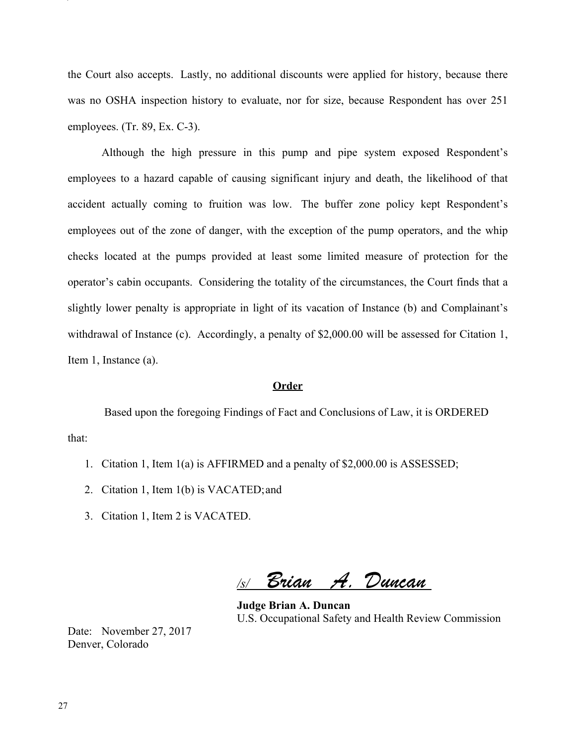the Court also accepts. Lastly, no additional discounts were applied for history, because there was no OSHA inspection history to evaluate, nor for size, because Respondent has over 251 employees. (Tr. 89, Ex. C-3).

Although the high pressure in this pump and pipe system exposed Respondent's employees to a hazard capable of causing significant injury and death, the likelihood of that accident actually coming to fruition was low. The buffer zone policy kept Respondent's employees out of the zone of danger, with the exception of the pump operators, and the whip checks located at the pumps provided at least some limited measure of protection for the operator's cabin occupants. Considering the totality of the circumstances, the Court finds that a slightly lower penalty is appropriate in light of its vacation of Instance (b) and Complainant's withdrawal of Instance (c). Accordingly, a penalty of $2,000.00 will be assessed for Citation 1, Item 1, Instance (a).

## Order

Based upon the foregoing Findings of Fact and Conclusions of Law, it is ORDERED that:

1. Citation 1, Item 1(a) is AFFIRMED and a penalty of $2,000.00 is ASSESSED;
2. Citation 1, Item 1(b) is VACATED; and
3. Citation 1, Item 2 is VACATED.

/s/ *Brian A. Duncan*

**Judge Brian A. Duncan**
U.S. Occupational Safety and Health Review Commission

Date: November 27, 2017
Denver, Colorado